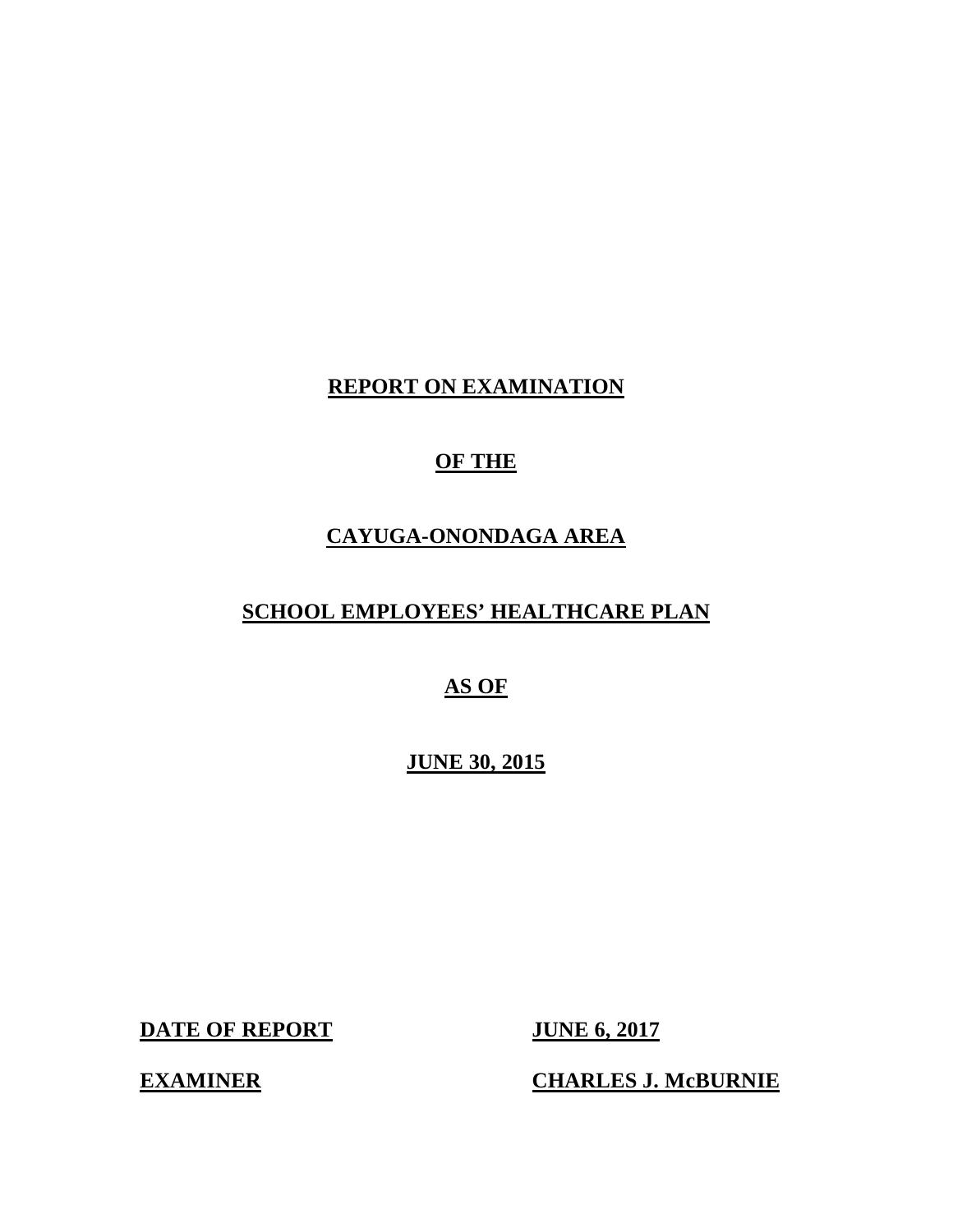# REPORT ON EXAMINATION

# OF THE

# CAYUGA-ONONDAGA AREA

# SCHOOL EMPLOYEES' HEALTHCARE PLAN

# AS OF

# JUNE 30, 2015

| | |
|---|---|
| **DATE OF REPORT** | **JUNE 6, 2017** |
| **EXAMINER** | **CHARLES J. McBURNIE** |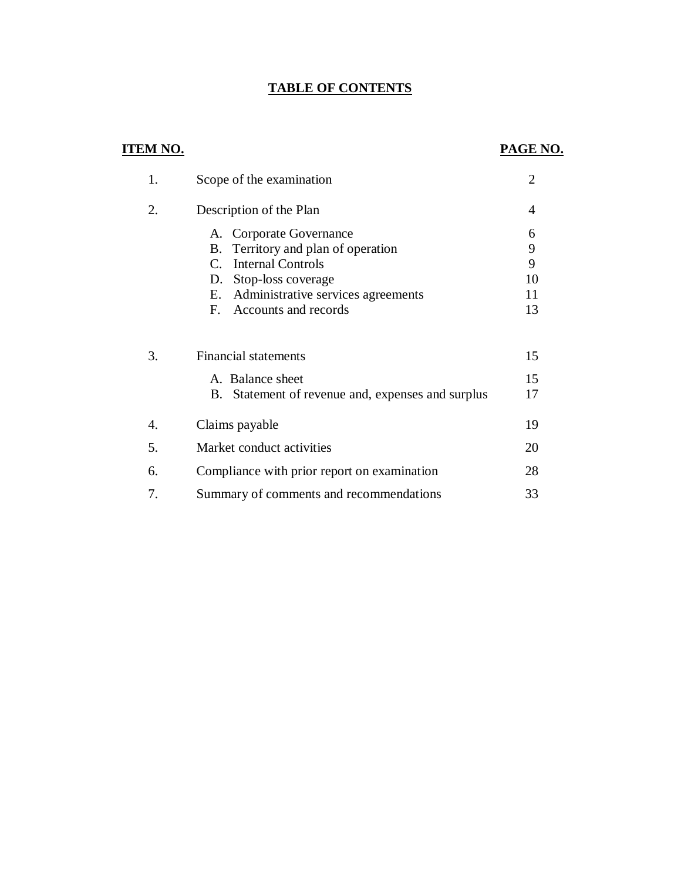# TABLE OF CONTENTS

| ITEM NO. | | PAGE NO. |
|---|---|---|
| 1. | Scope of the examination | 2 |
| 2. | Description of the Plan | 4 |
| | A. Corporate Governance | 6 |
| | B. Territory and plan of operation | 9 |
| | C. Internal Controls | 9 |
| | D. Stop-loss coverage | 10 |
| | E. Administrative services agreements | 11 |
| | F. Accounts and records | 13 |
| 3. | Financial statements | 15 |
| | A. Balance sheet | 15 |
| | B. Statement of revenue and, expenses and surplus | 17 |
| 4. | Claims payable | 19 |
| 5. | Market conduct activities | 20 |
| 6. | Compliance with prior report on examination | 28 |
| 7. | Summary of comments and recommendations | 33 |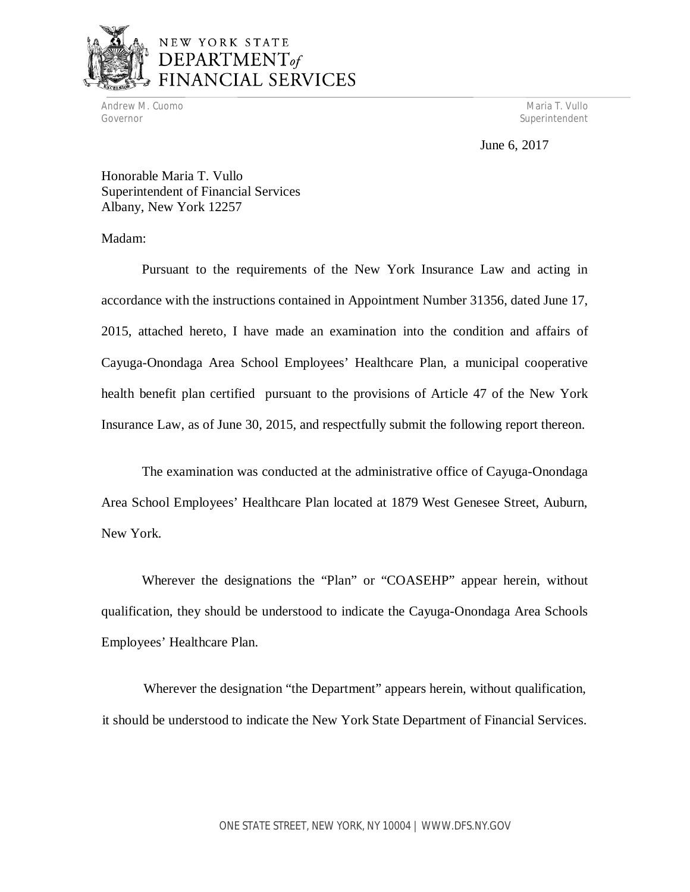NEW YORK STATE
DEPARTMENT *of*
FINANCIAL SERVICES

Andrew M. Cuomo
Governor

Maria T. Vullo
Superintendent

June 6, 2017

Honorable Maria T. Vullo
Superintendent of Financial Services
Albany, New York 12257

Madam:

Pursuant to the requirements of the New York Insurance Law and acting in accordance with the instructions contained in Appointment Number 31356, dated June 17, 2015, attached hereto, I have made an examination into the condition and affairs of Cayuga-Onondaga Area School Employees' Healthcare Plan, a municipal cooperative health benefit plan certified pursuant to the provisions of Article 47 of the New York Insurance Law, as of June 30, 2015, and respectfully submit the following report thereon.

The examination was conducted at the administrative office of Cayuga-Onondaga Area School Employees' Healthcare Plan located at 1879 West Genesee Street, Auburn, New York.

Wherever the designations the "Plan" or "COASEHP" appear herein, without qualification, they should be understood to indicate the Cayuga-Onondaga Area Schools Employees' Healthcare Plan.

Wherever the designation "the Department" appears herein, without qualification, it should be understood to indicate the New York State Department of Financial Services.

ONE STATE STREET, NEW YORK, NY 10004 | WWW.DFS.NY.GOV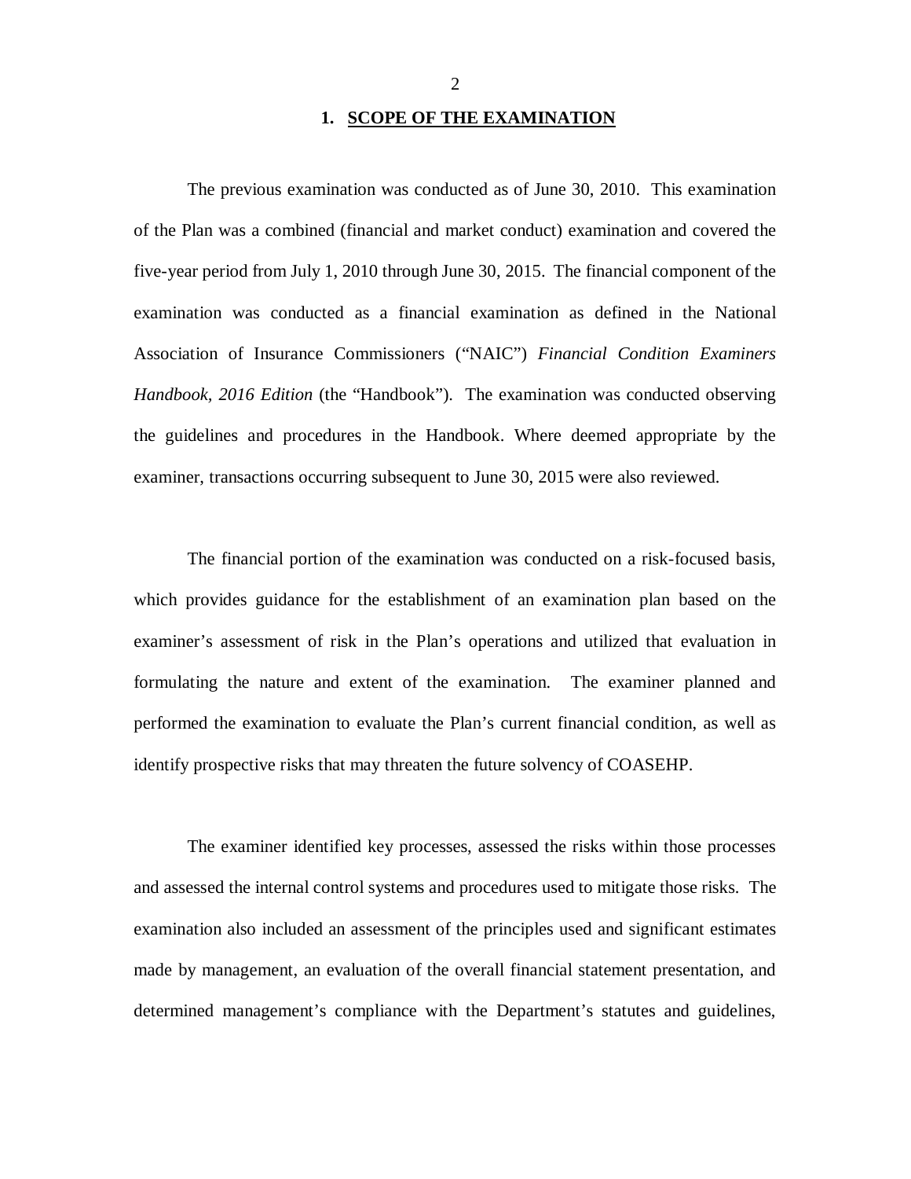# 1. SCOPE OF THE EXAMINATION

The previous examination was conducted as of June 30, 2010. This examination of the Plan was a combined (financial and market conduct) examination and covered the five-year period from July 1, 2010 through June 30, 2015. The financial component of the examination was conducted as a financial examination as defined in the National Association of Insurance Commissioners ("NAIC") *Financial Condition Examiners Handbook, 2016 Edition* (the "Handbook"). The examination was conducted observing the guidelines and procedures in the Handbook. Where deemed appropriate by the examiner, transactions occurring subsequent to June 30, 2015 were also reviewed.

The financial portion of the examination was conducted on a risk-focused basis, which provides guidance for the establishment of an examination plan based on the examiner's assessment of risk in the Plan's operations and utilized that evaluation in formulating the nature and extent of the examination. The examiner planned and performed the examination to evaluate the Plan's current financial condition, as well as identify prospective risks that may threaten the future solvency of COASEHP.

The examiner identified key processes, assessed the risks within those processes and assessed the internal control systems and procedures used to mitigate those risks. The examination also included an assessment of the principles used and significant estimates made by management, an evaluation of the overall financial statement presentation, and determined management's compliance with the Department's statutes and guidelines,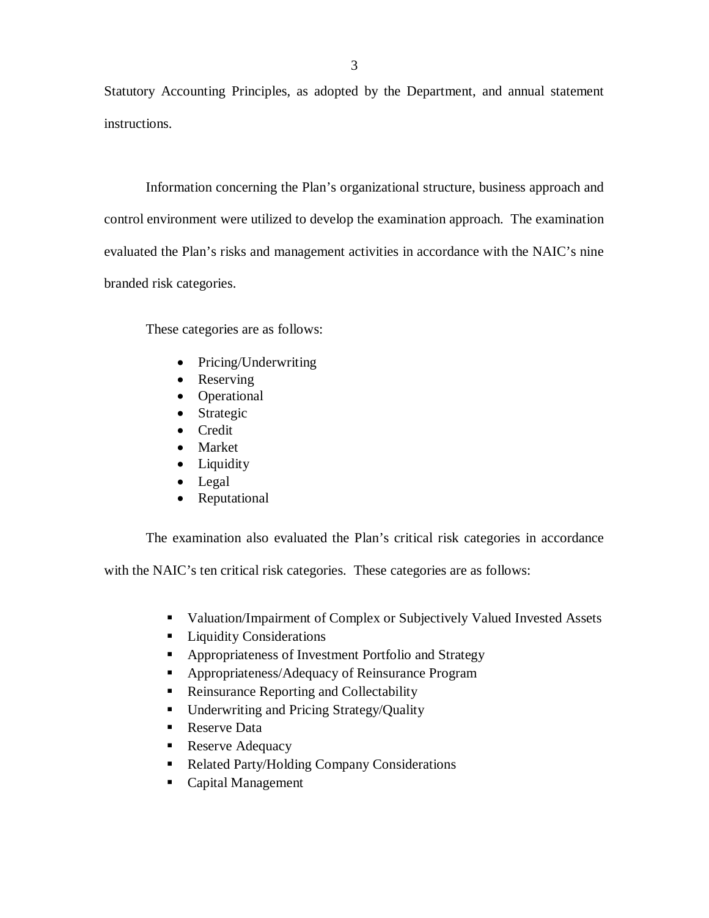Statutory Accounting Principles, as adopted by the Department, and annual statement instructions.

Information concerning the Plan's organizational structure, business approach and control environment were utilized to develop the examination approach. The examination evaluated the Plan's risks and management activities in accordance with the NAIC's nine branded risk categories.

These categories are as follows:

- Pricing/Underwriting
- Reserving
- Operational
- Strategic
- Credit
- Market
- Liquidity
- Legal
- Reputational

The examination also evaluated the Plan's critical risk categories in accordance with the NAIC's ten critical risk categories. These categories are as follows:

- Valuation/Impairment of Complex or Subjectively Valued Invested Assets
- Liquidity Considerations
- Appropriateness of Investment Portfolio and Strategy
- Appropriateness/Adequacy of Reinsurance Program
- Reinsurance Reporting and Collectability
- Underwriting and Pricing Strategy/Quality
- Reserve Data
- Reserve Adequacy
- Related Party/Holding Company Considerations
- Capital Management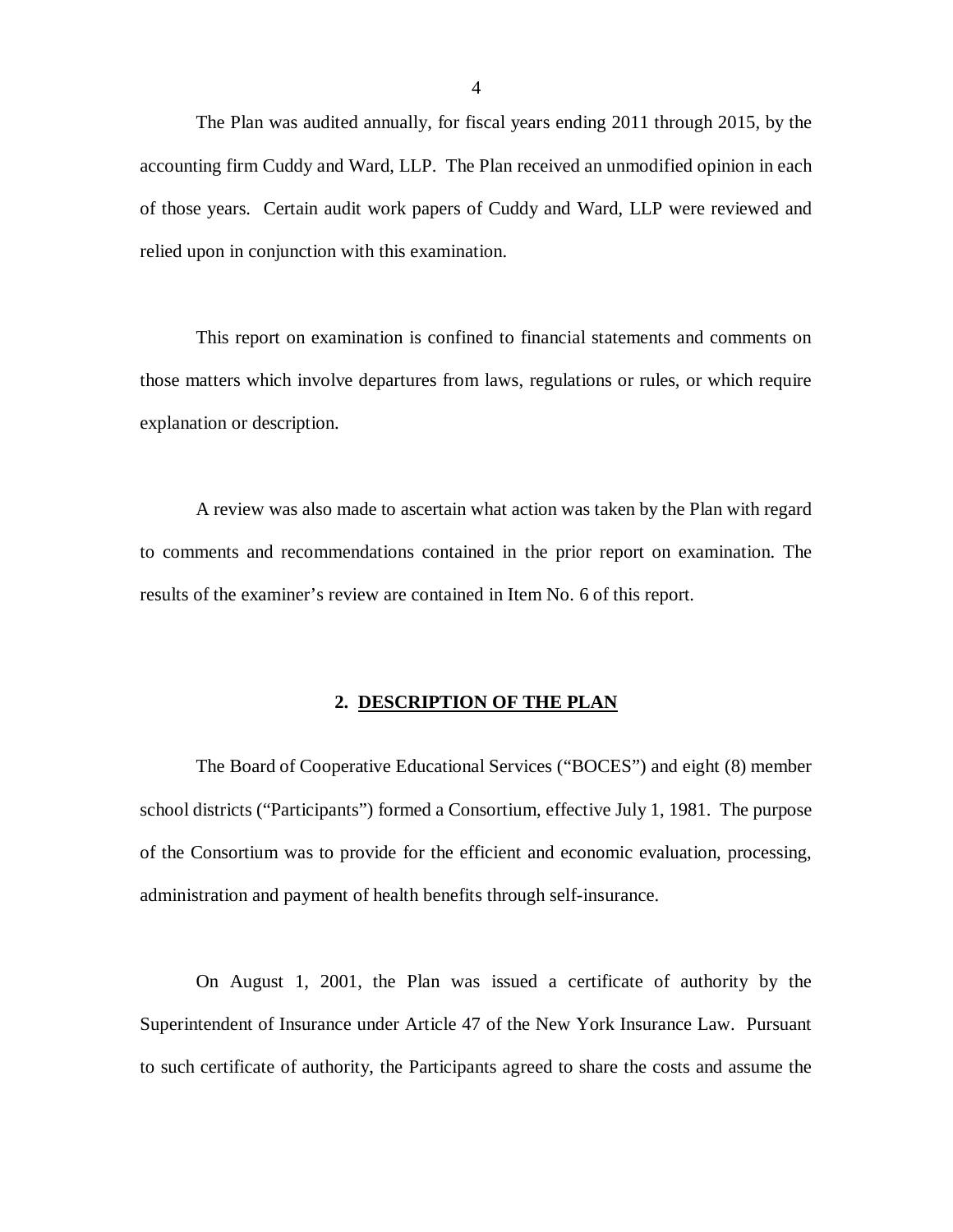The Plan was audited annually, for fiscal years ending 2011 through 2015, by the accounting firm Cuddy and Ward, LLP. The Plan received an unmodified opinion in each of those years. Certain audit work papers of Cuddy and Ward, LLP were reviewed and relied upon in conjunction with this examination.

This report on examination is confined to financial statements and comments on those matters which involve departures from laws, regulations or rules, or which require explanation or description.

A review was also made to ascertain what action was taken by the Plan with regard to comments and recommendations contained in the prior report on examination. The results of the examiner's review are contained in Item No. 6 of this report.

## 2. DESCRIPTION OF THE PLAN

The Board of Cooperative Educational Services ("BOCES") and eight (8) member school districts ("Participants") formed a Consortium, effective July 1, 1981. The purpose of the Consortium was to provide for the efficient and economic evaluation, processing, administration and payment of health benefits through self-insurance.

On August 1, 2001, the Plan was issued a certificate of authority by the Superintendent of Insurance under Article 47 of the New York Insurance Law. Pursuant to such certificate of authority, the Participants agreed to share the costs and assume the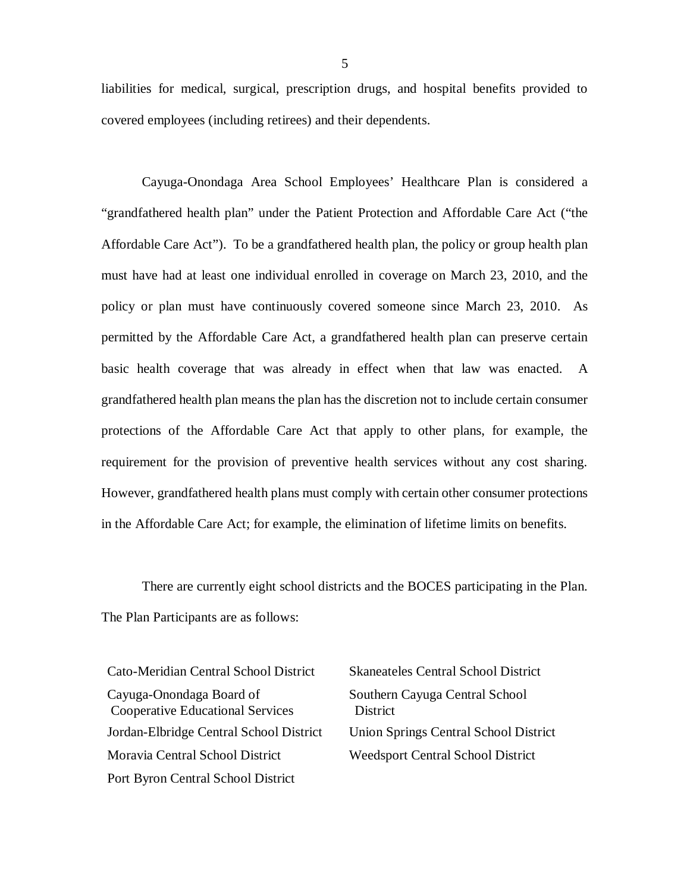liabilities for medical, surgical, prescription drugs, and hospital benefits provided to covered employees (including retirees) and their dependents.

Cayuga-Onondaga Area School Employees' Healthcare Plan is considered a "grandfathered health plan" under the Patient Protection and Affordable Care Act ("the Affordable Care Act"). To be a grandfathered health plan, the policy or group health plan must have had at least one individual enrolled in coverage on March 23, 2010, and the policy or plan must have continuously covered someone since March 23, 2010. As permitted by the Affordable Care Act, a grandfathered health plan can preserve certain basic health coverage that was already in effect when that law was enacted. A grandfathered health plan means the plan has the discretion not to include certain consumer protections of the Affordable Care Act that apply to other plans, for example, the requirement for the provision of preventive health services without any cost sharing. However, grandfathered health plans must comply with certain other consumer protections in the Affordable Care Act; for example, the elimination of lifetime limits on benefits.

There are currently eight school districts and the BOCES participating in the Plan. The Plan Participants are as follows:

- Cato-Meridian Central School District
- Cayuga-Onondaga Board of Cooperative Educational Services
- Jordan-Elbridge Central School District
- Moravia Central School District
- Port Byron Central School District
- Skaneateles Central School District
- Southern Cayuga Central School District
- Union Springs Central School District
- Weedsport Central School District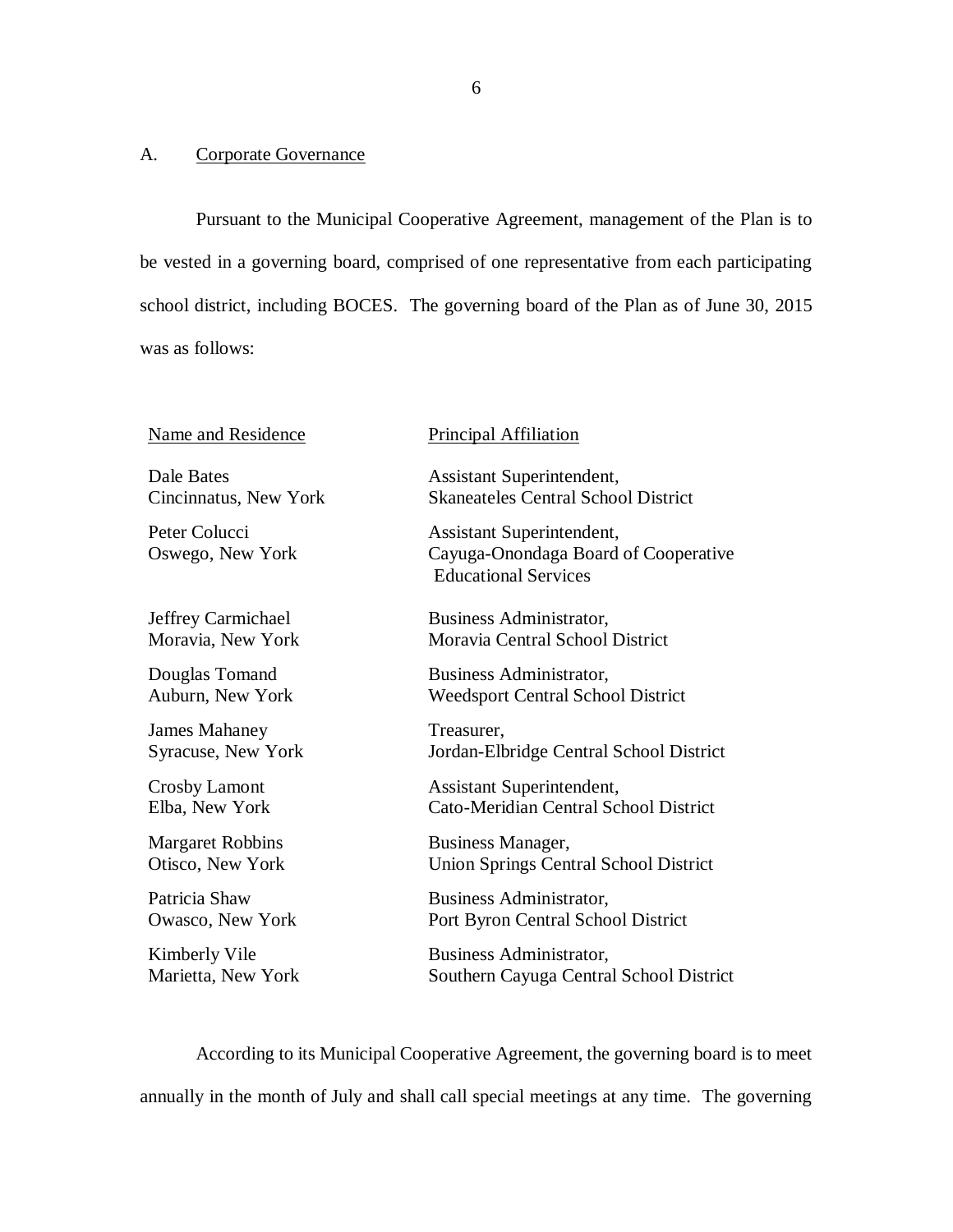## A. Corporate Governance

Pursuant to the Municipal Cooperative Agreement, management of the Plan is to be vested in a governing board, comprised of one representative from each participating school district, including BOCES. The governing board of the Plan as of June 30, 2015 was as follows:

| Name and Residence | Principal Affiliation |
|---|---|
| Dale Bates<br>Cincinnatus, New York | Assistant Superintendent,<br>Skaneateles Central School District |
| Peter Colucci<br>Oswego, New York | Assistant Superintendent,<br>Cayuga-Onondaga Board of Cooperative Educational Services |
| Jeffrey Carmichael<br>Moravia, New York | Business Administrator,<br>Moravia Central School District |
| Douglas Tomand<br>Auburn, New York | Business Administrator,<br>Weedsport Central School District |
| James Mahaney<br>Syracuse, New York | Treasurer,<br>Jordan-Elbridge Central School District |
| Crosby Lamont<br>Elba, New York | Assistant Superintendent,<br>Cato-Meridian Central School District |
| Margaret Robbins<br>Otisco, New York | Business Manager,<br>Union Springs Central School District |
| Patricia Shaw<br>Owasco, New York | Business Administrator,<br>Port Byron Central School District |
| Kimberly Vile<br>Marietta, New York | Business Administrator,<br>Southern Cayuga Central School District |

According to its Municipal Cooperative Agreement, the governing board is to meet annually in the month of July and shall call special meetings at any time. The governing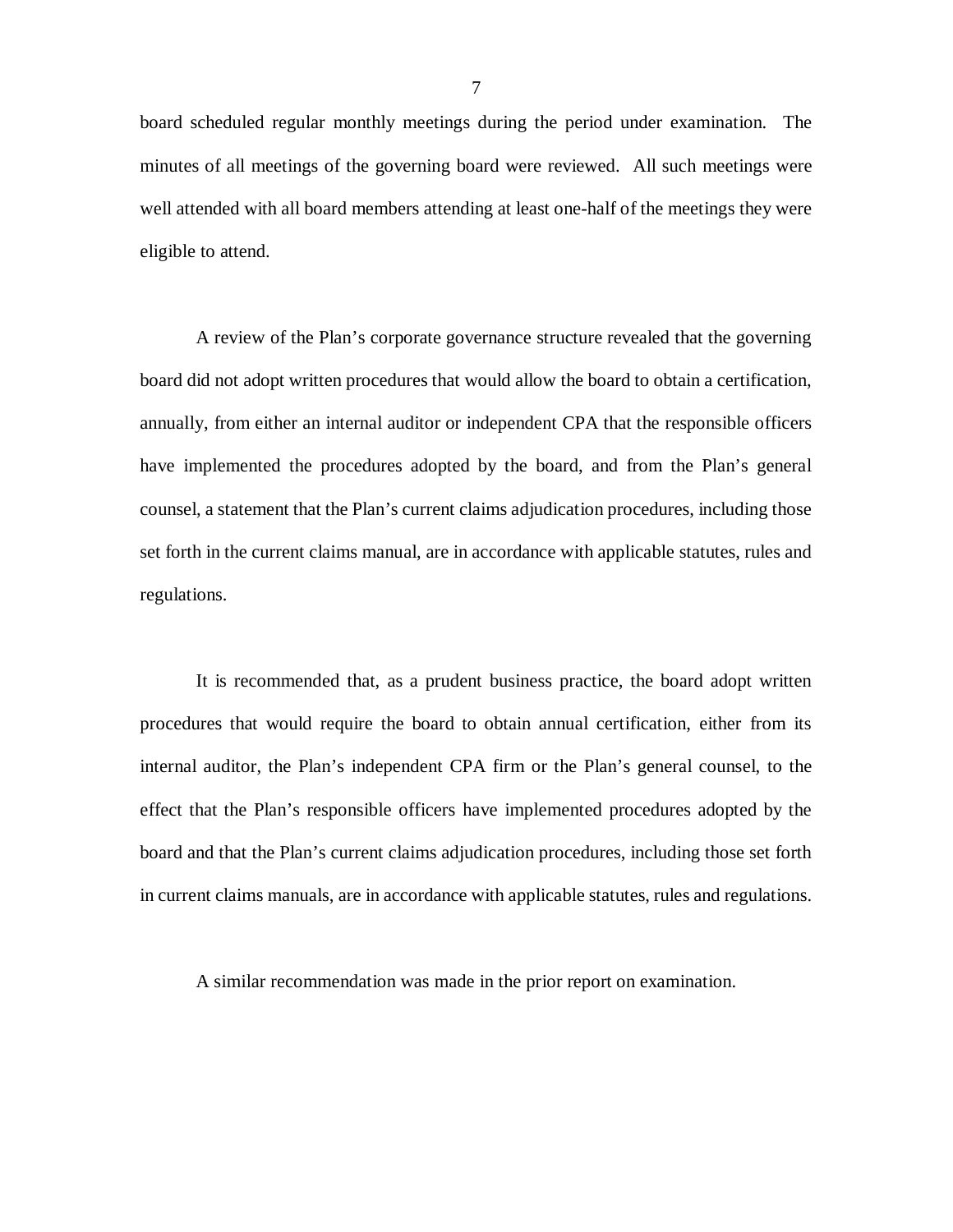board scheduled regular monthly meetings during the period under examination. The minutes of all meetings of the governing board were reviewed. All such meetings were well attended with all board members attending at least one-half of the meetings they were eligible to attend.

A review of the Plan's corporate governance structure revealed that the governing board did not adopt written procedures that would allow the board to obtain a certification, annually, from either an internal auditor or independent CPA that the responsible officers have implemented the procedures adopted by the board, and from the Plan's general counsel, a statement that the Plan's current claims adjudication procedures, including those set forth in the current claims manual, are in accordance with applicable statutes, rules and regulations.

It is recommended that, as a prudent business practice, the board adopt written procedures that would require the board to obtain annual certification, either from its internal auditor, the Plan's independent CPA firm or the Plan's general counsel, to the effect that the Plan's responsible officers have implemented procedures adopted by the board and that the Plan's current claims adjudication procedures, including those set forth in current claims manuals, are in accordance with applicable statutes, rules and regulations.

A similar recommendation was made in the prior report on examination.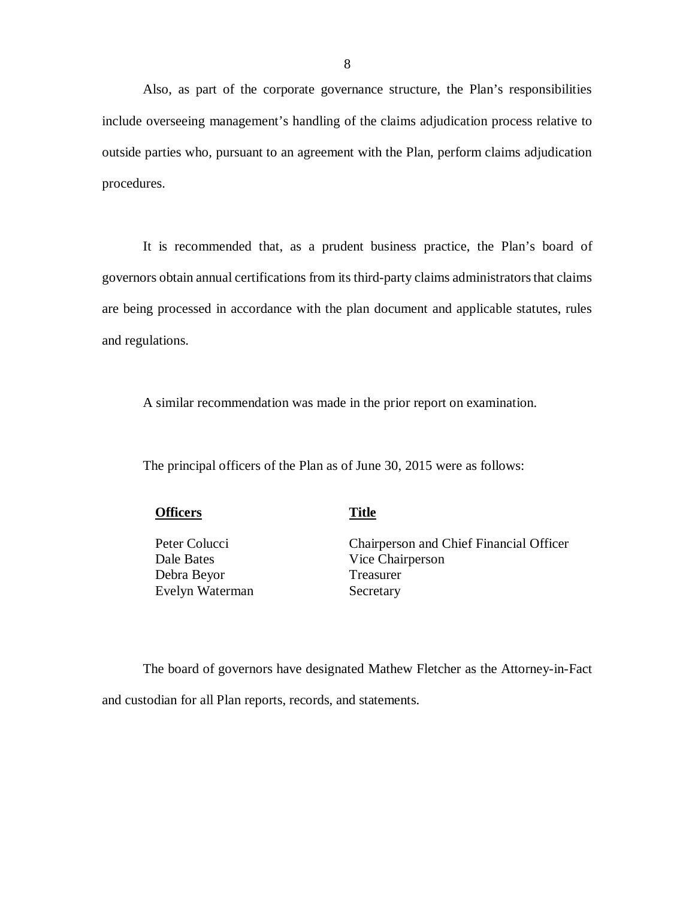Also, as part of the corporate governance structure, the Plan's responsibilities include overseeing management's handling of the claims adjudication process relative to outside parties who, pursuant to an agreement with the Plan, perform claims adjudication procedures.

It is recommended that, as a prudent business practice, the Plan's board of governors obtain annual certifications from its third-party claims administrators that claims are being processed in accordance with the plan document and applicable statutes, rules and regulations.

A similar recommendation was made in the prior report on examination.

The principal officers of the Plan as of June 30, 2015 were as follows:

| Officers | Title |
|---|---|
| Peter Colucci | Chairperson and Chief Financial Officer |
| Dale Bates | Vice Chairperson |
| Debra Beyor | Treasurer |
| Evelyn Waterman | Secretary |

The board of governors have designated Mathew Fletcher as the Attorney-in-Fact and custodian for all Plan reports, records, and statements.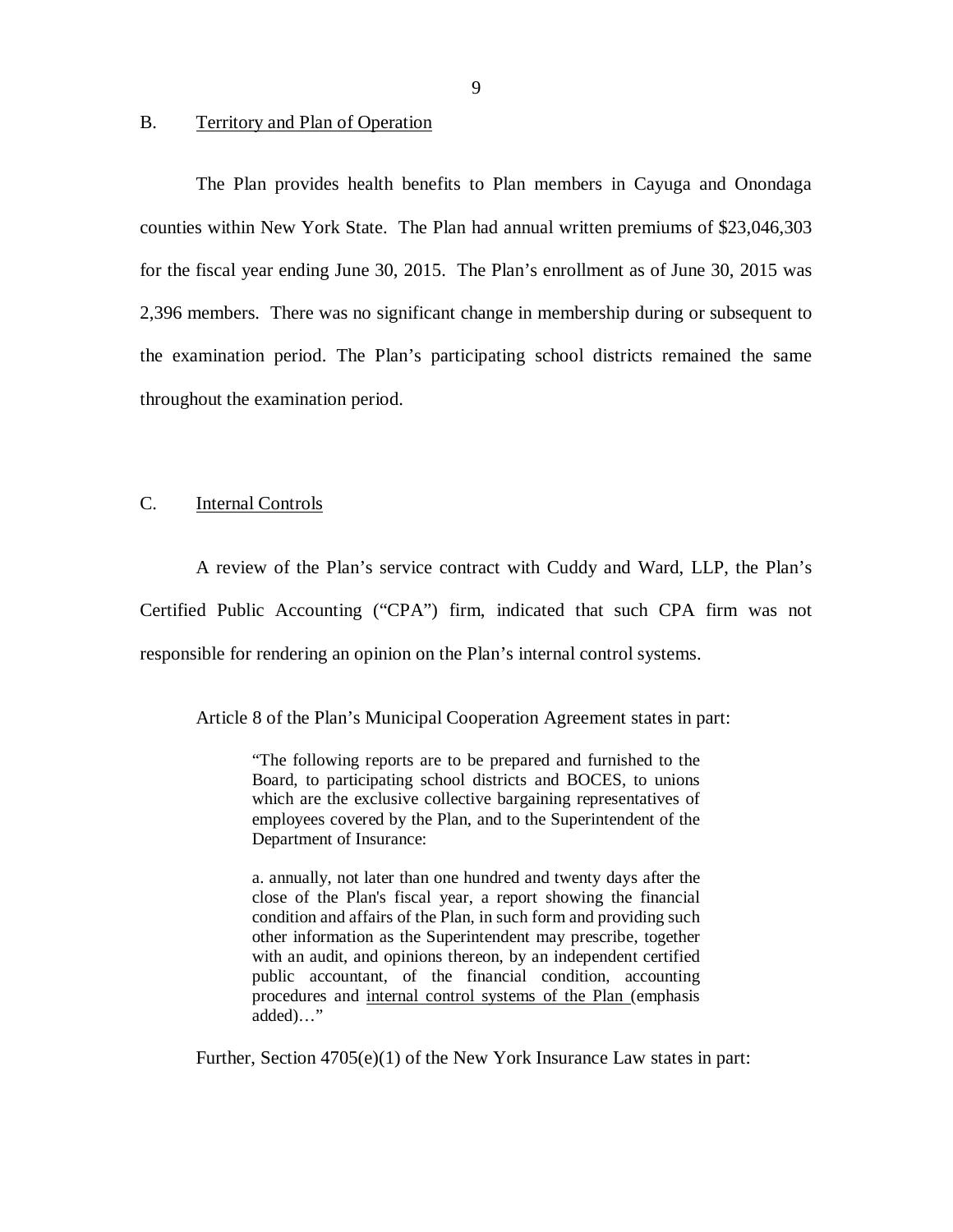## B. Territory and Plan of Operation

The Plan provides health benefits to Plan members in Cayuga and Onondaga counties within New York State. The Plan had annual written premiums of $23,046,303 for the fiscal year ending June 30, 2015. The Plan's enrollment as of June 30, 2015 was 2,396 members. There was no significant change in membership during or subsequent to the examination period. The Plan's participating school districts remained the same throughout the examination period.

## C. Internal Controls

A review of the Plan's service contract with Cuddy and Ward, LLP, the Plan's Certified Public Accounting ("CPA") firm, indicated that such CPA firm was not responsible for rendering an opinion on the Plan's internal control systems.

Article 8 of the Plan's Municipal Cooperation Agreement states in part:

> "The following reports are to be prepared and furnished to the Board, to participating school districts and BOCES, to unions which are the exclusive collective bargaining representatives of employees covered by the Plan, and to the Superintendent of the Department of Insurance:
>
> a. annually, not later than one hundred and twenty days after the close of the Plan's fiscal year, a report showing the financial condition and affairs of the Plan, in such form and providing such other information as the Superintendent may prescribe, together with an audit, and opinions thereon, by an independent certified public accountant, of the financial condition, accounting procedures and <u>internal control systems of the Plan</u> (emphasis added)…"

Further, Section 4705(e)(1) of the New York Insurance Law states in part: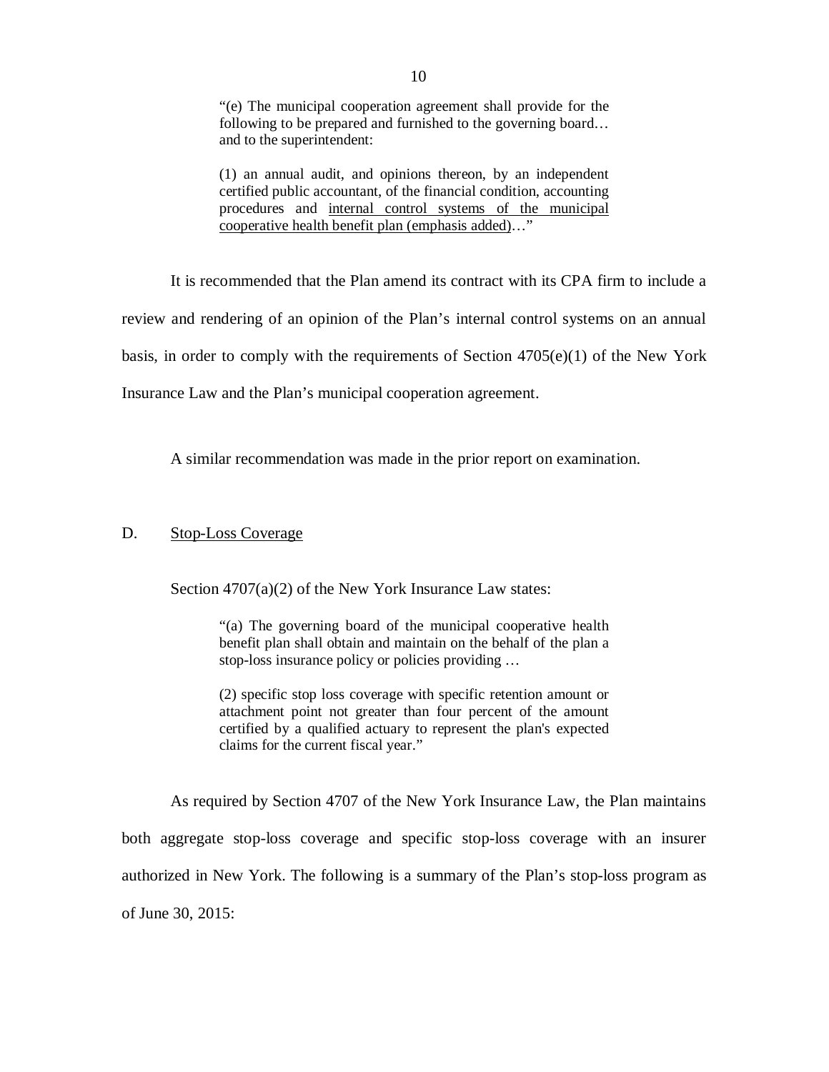> "(e) The municipal cooperation agreement shall provide for the following to be prepared and furnished to the governing board… and to the superintendent:
>
> (1) an annual audit, and opinions thereon, by an independent certified public accountant, of the financial condition, accounting procedures and <u>internal control systems of the municipal cooperative health benefit plan (emphasis added)</u>…"

It is recommended that the Plan amend its contract with its CPA firm to include a review and rendering of an opinion of the Plan's internal control systems on an annual basis, in order to comply with the requirements of Section 4705(e)(1) of the New York Insurance Law and the Plan's municipal cooperation agreement.

A similar recommendation was made in the prior report on examination.

## D. <u>Stop-Loss Coverage</u>

Section 4707(a)(2) of the New York Insurance Law states:

> "(a) The governing board of the municipal cooperative health benefit plan shall obtain and maintain on the behalf of the plan a stop-loss insurance policy or policies providing …
>
> (2) specific stop loss coverage with specific retention amount or attachment point not greater than four percent of the amount certified by a qualified actuary to represent the plan's expected claims for the current fiscal year."

As required by Section 4707 of the New York Insurance Law, the Plan maintains both aggregate stop-loss coverage and specific stop-loss coverage with an insurer authorized in New York. The following is a summary of the Plan's stop-loss program as of June 30, 2015: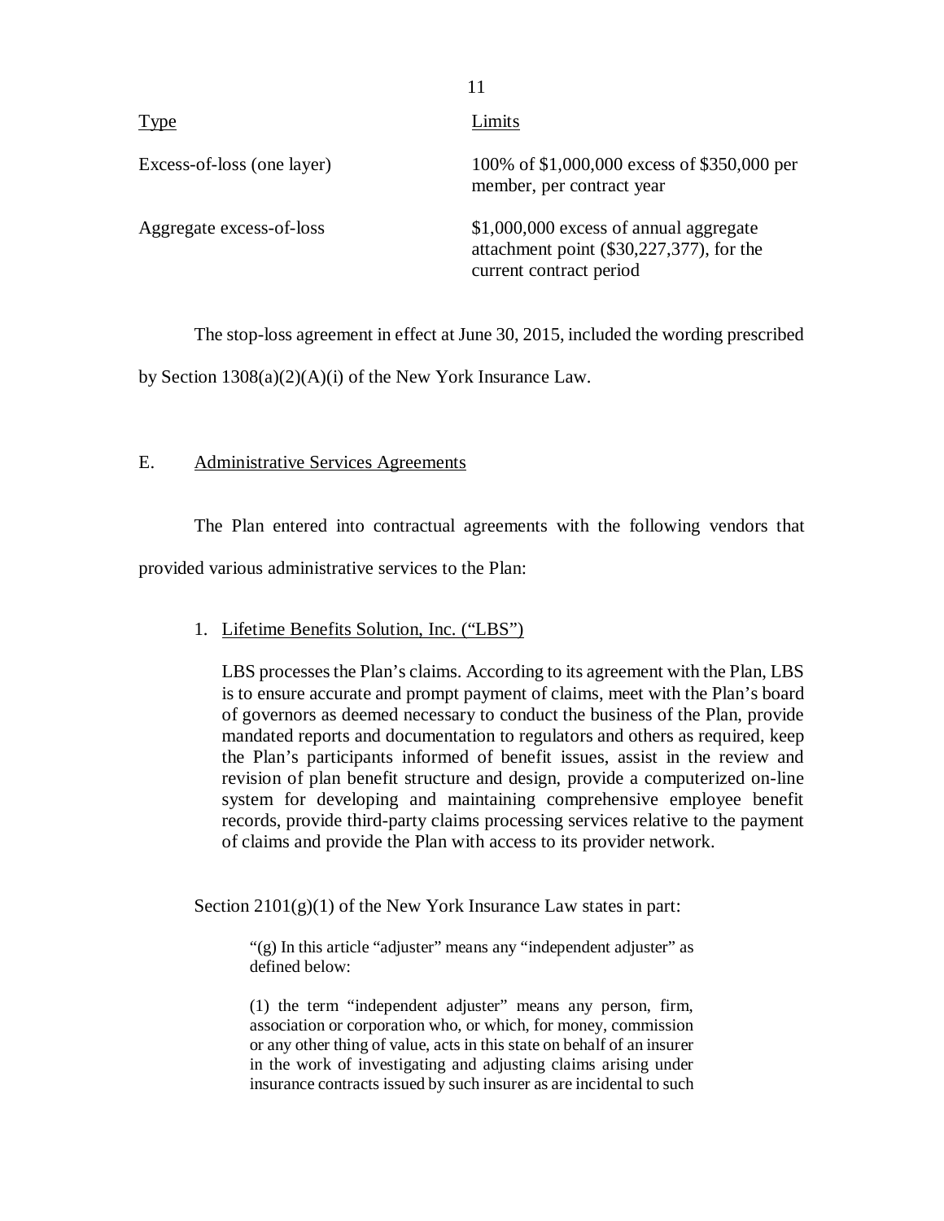| Type | Limits |
| --- | --- |
| Excess-of-loss (one layer) | 100% of $1,000,000 excess of $350,000 per member, per contract year |
| Aggregate excess-of-loss | $1,000,000 excess of annual aggregate attachment point ($30,227,377), for the current contract period |

The stop-loss agreement in effect at June 30, 2015, included the wording prescribed by Section 1308(a)(2)(A)(i) of the New York Insurance Law.

## E. Administrative Services Agreements

The Plan entered into contractual agreements with the following vendors that provided various administrative services to the Plan:

1. Lifetime Benefits Solution, Inc. ("LBS")

   LBS processes the Plan's claims. According to its agreement with the Plan, LBS is to ensure accurate and prompt payment of claims, meet with the Plan's board of governors as deemed necessary to conduct the business of the Plan, provide mandated reports and documentation to regulators and others as required, keep the Plan's participants informed of benefit issues, assist in the review and revision of plan benefit structure and design, provide a computerized on-line system for developing and maintaining comprehensive employee benefit records, provide third-party claims processing services relative to the payment of claims and provide the Plan with access to its provider network.

Section 2101(g)(1) of the New York Insurance Law states in part:

> "(g) In this article "adjuster" means any "independent adjuster" as defined below:
>
> (1) the term "independent adjuster" means any person, firm, association or corporation who, or which, for money, commission or any other thing of value, acts in this state on behalf of an insurer in the work of investigating and adjusting claims arising under insurance contracts issued by such insurer as are incidental to such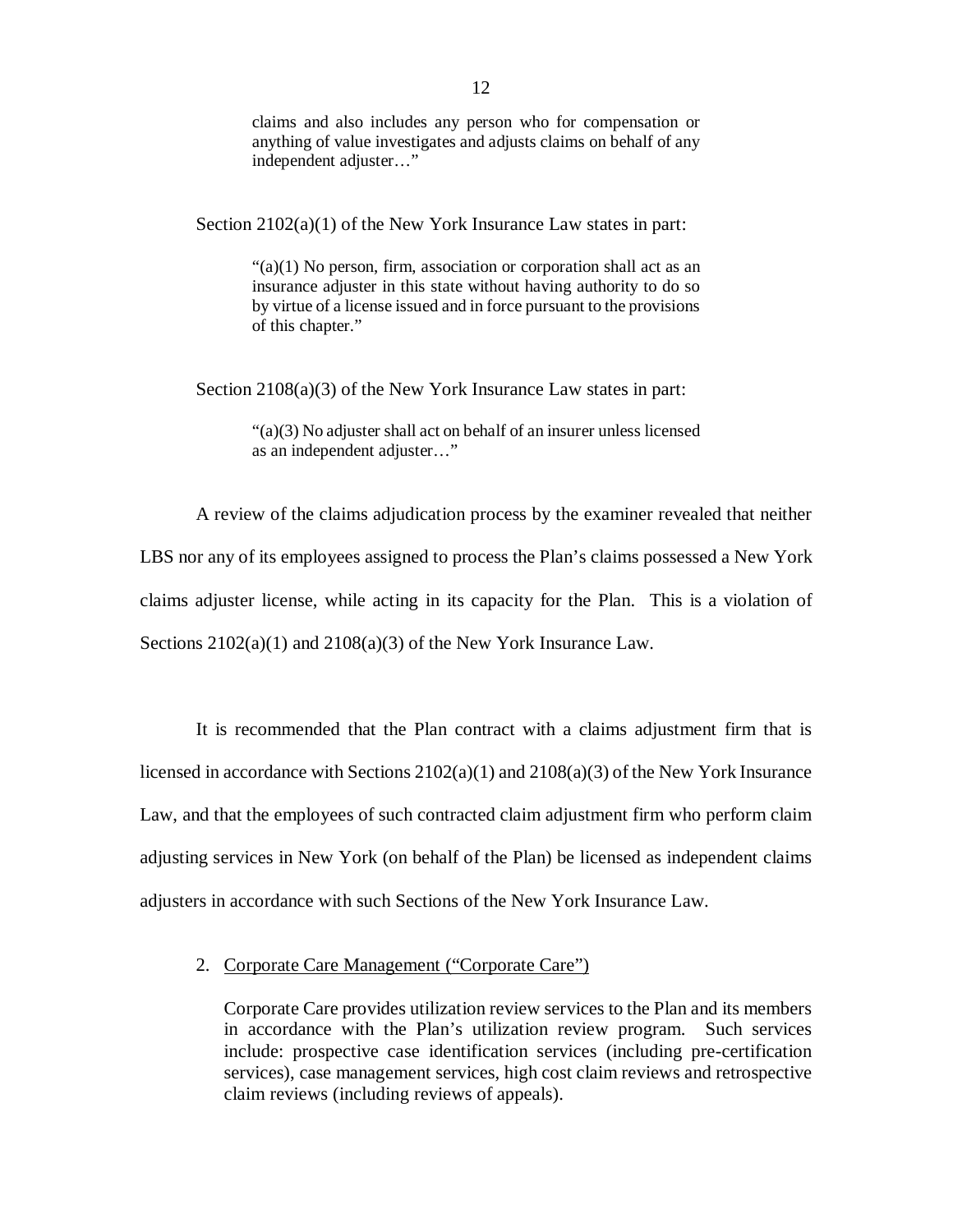> claims and also includes any person who for compensation or anything of value investigates and adjusts claims on behalf of any independent adjuster…"

Section 2102(a)(1) of the New York Insurance Law states in part:

> "(a)(1) No person, firm, association or corporation shall act as an insurance adjuster in this state without having authority to do so by virtue of a license issued and in force pursuant to the provisions of this chapter."

Section 2108(a)(3) of the New York Insurance Law states in part:

> "(a)(3) No adjuster shall act on behalf of an insurer unless licensed as an independent adjuster…"

A review of the claims adjudication process by the examiner revealed that neither LBS nor any of its employees assigned to process the Plan's claims possessed a New York claims adjuster license, while acting in its capacity for the Plan. This is a violation of Sections 2102(a)(1) and 2108(a)(3) of the New York Insurance Law.

It is recommended that the Plan contract with a claims adjustment firm that is licensed in accordance with Sections 2102(a)(1) and 2108(a)(3) of the New York Insurance Law, and that the employees of such contracted claim adjustment firm who perform claim adjusting services in New York (on behalf of the Plan) be licensed as independent claims adjusters in accordance with such Sections of the New York Insurance Law.

2. Corporate Care Management ("Corporate Care")

   Corporate Care provides utilization review services to the Plan and its members in accordance with the Plan's utilization review program. Such services include: prospective case identification services (including pre-certification services), case management services, high cost claim reviews and retrospective claim reviews (including reviews of appeals).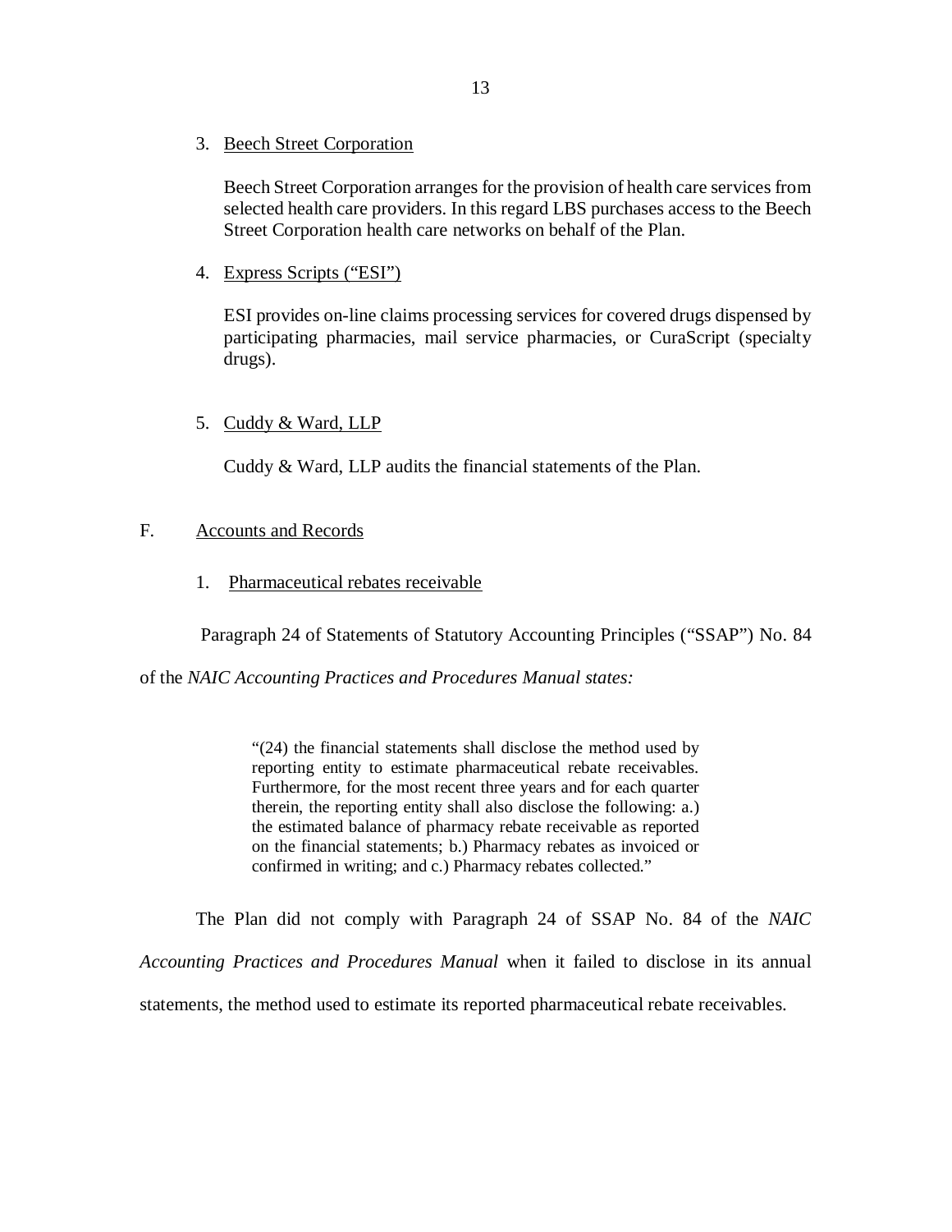3. Beech Street Corporation

   Beech Street Corporation arranges for the provision of health care services from selected health care providers. In this regard LBS purchases access to the Beech Street Corporation health care networks on behalf of the Plan.

4. Express Scripts ("ESI")

   ESI provides on-line claims processing services for covered drugs dispensed by participating pharmacies, mail service pharmacies, or CuraScript (specialty drugs).

5. Cuddy & Ward, LLP

   Cuddy & Ward, LLP audits the financial statements of the Plan.

## F. Accounts and Records

### 1. Pharmaceutical rebates receivable

Paragraph 24 of Statements of Statutory Accounting Principles ("SSAP") No. 84 of the *NAIC Accounting Practices and Procedures Manual states:*

> "(24) the financial statements shall disclose the method used by reporting entity to estimate pharmaceutical rebate receivables. Furthermore, for the most recent three years and for each quarter therein, the reporting entity shall also disclose the following: a.) the estimated balance of pharmacy rebate receivable as reported on the financial statements; b.) Pharmacy rebates as invoiced or confirmed in writing; and c.) Pharmacy rebates collected."

The Plan did not comply with Paragraph 24 of SSAP No. 84 of the *NAIC Accounting Practices and Procedures Manual* when it failed to disclose in its annual statements, the method used to estimate its reported pharmaceutical rebate receivables.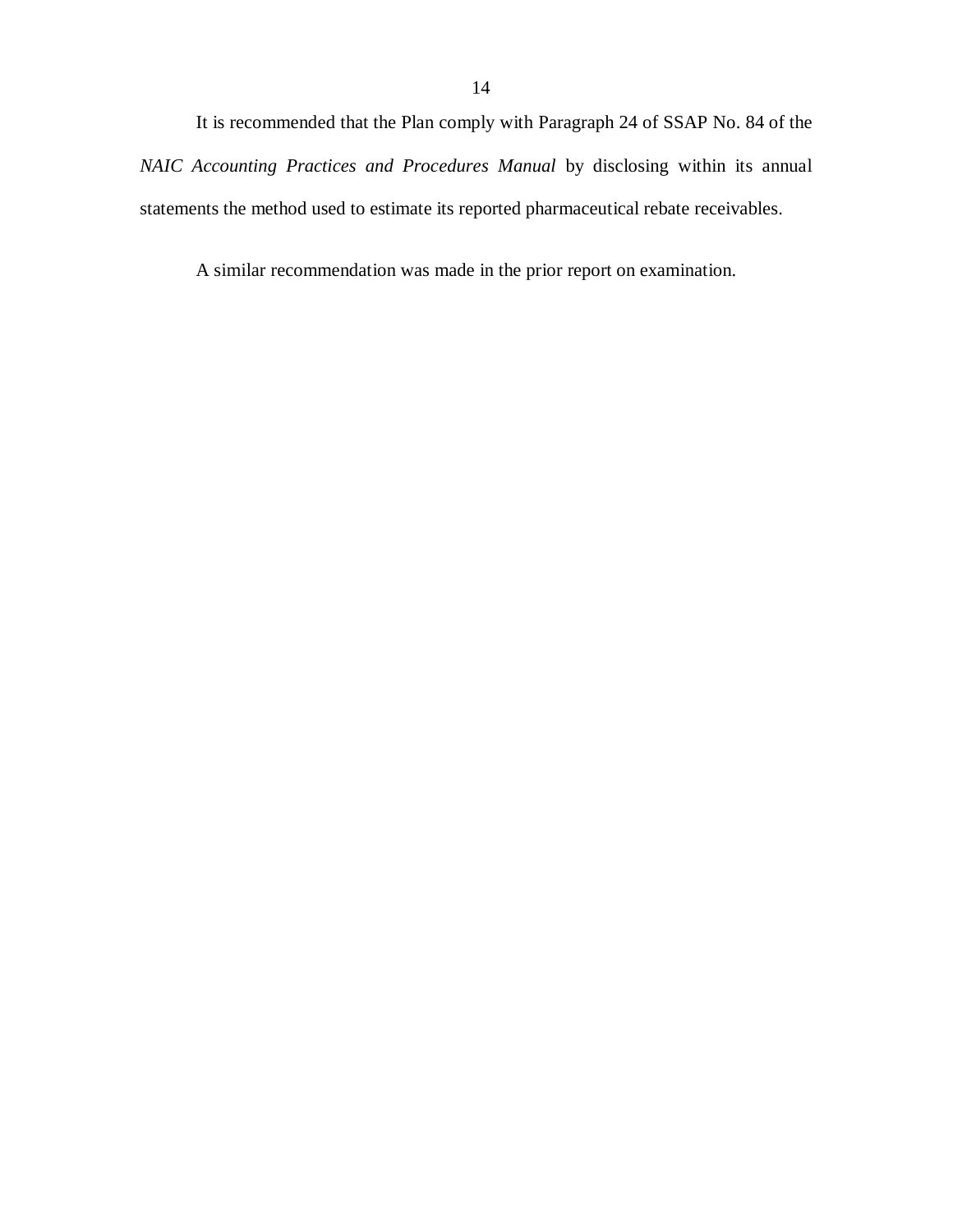It is recommended that the Plan comply with Paragraph 24 of SSAP No. 84 of the *NAIC Accounting Practices and Procedures Manual* by disclosing within its annual statements the method used to estimate its reported pharmaceutical rebate receivables.

A similar recommendation was made in the prior report on examination.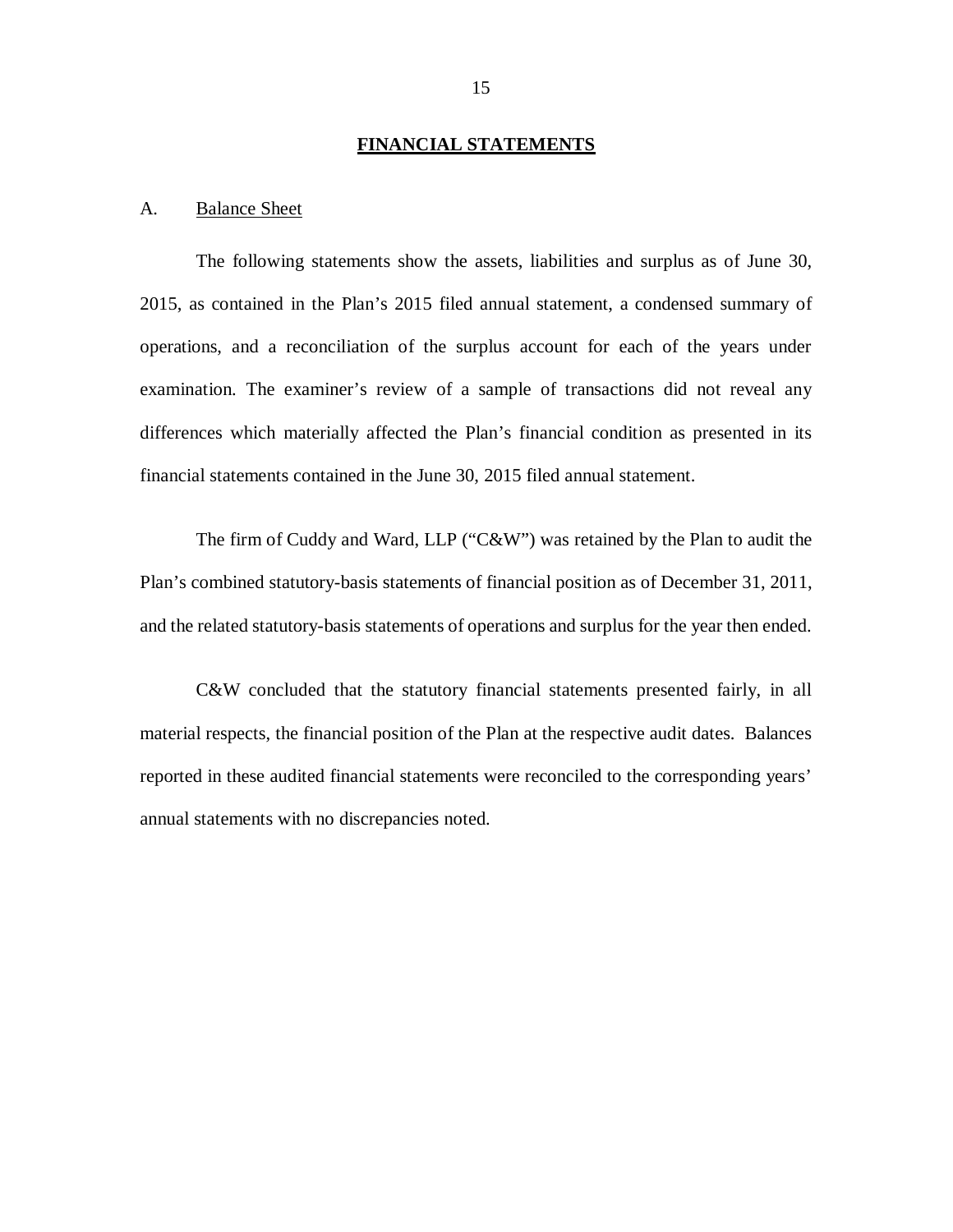## FINANCIAL STATEMENTS

A. Balance Sheet

The following statements show the assets, liabilities and surplus as of June 30, 2015, as contained in the Plan's 2015 filed annual statement, a condensed summary of operations, and a reconciliation of the surplus account for each of the years under examination. The examiner's review of a sample of transactions did not reveal any differences which materially affected the Plan's financial condition as presented in its financial statements contained in the June 30, 2015 filed annual statement.

The firm of Cuddy and Ward, LLP ("C&W") was retained by the Plan to audit the Plan's combined statutory-basis statements of financial position as of December 31, 2011, and the related statutory-basis statements of operations and surplus for the year then ended.

C&W concluded that the statutory financial statements presented fairly, in all material respects, the financial position of the Plan at the respective audit dates. Balances reported in these audited financial statements were reconciled to the corresponding years' annual statements with no discrepancies noted.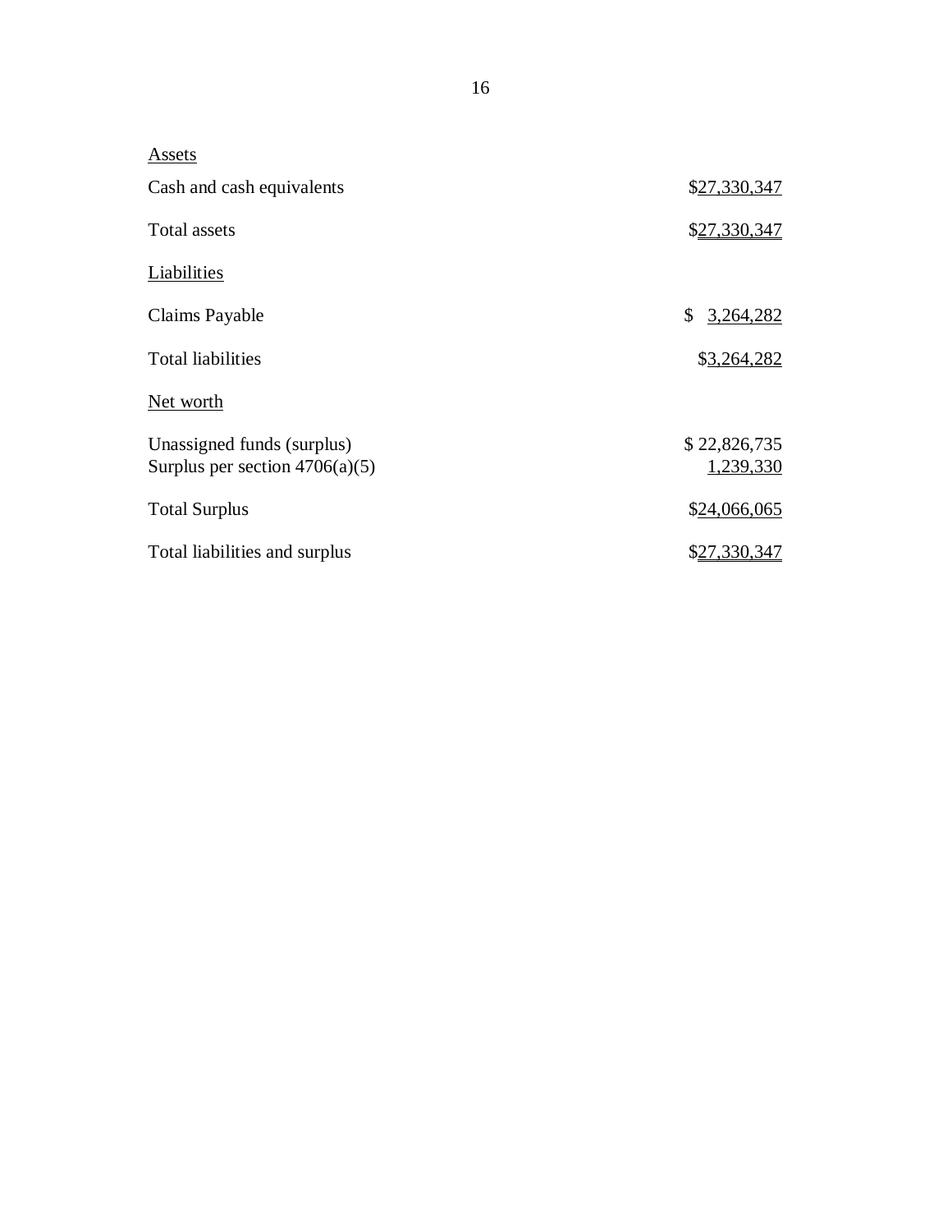| Assets | |
| --- | --- |
| Cash and cash equivalents | $27,330,347 |
| Total assets | $27,330,347 |
| Liabilities | |
| Claims Payable | $ 3,264,282 |
| Total liabilities | $3,264,282 |
| Net worth | |
| Unassigned funds (surplus) | $ 22,826,735 |
| Surplus per section 4706(a)(5) | 1,239,330 |
| Total Surplus | $24,066,065 |
| Total liabilities and surplus | $27,330,347 |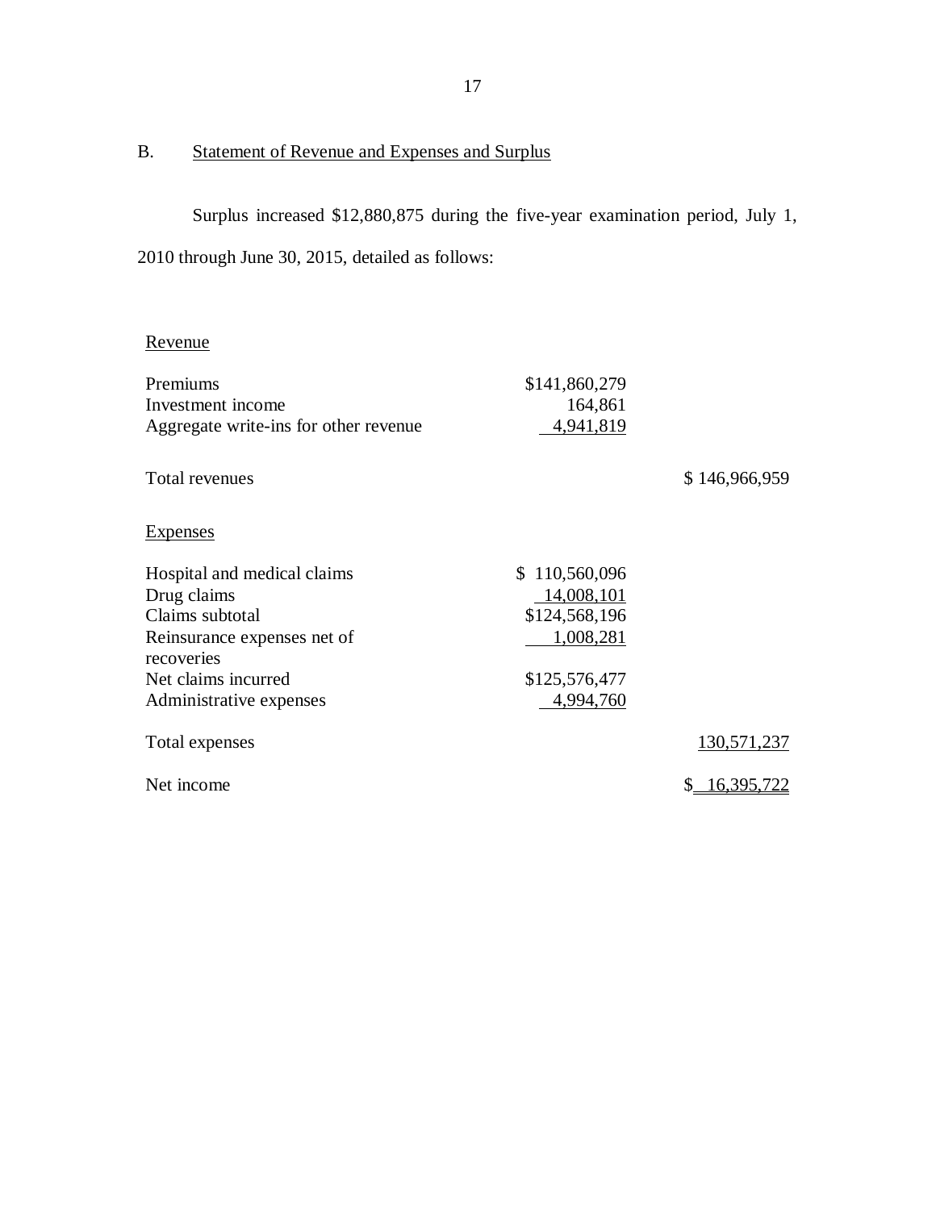## B. Statement of Revenue and Expenses and Surplus

Surplus increased $12,880,875 during the five-year examination period, July 1, 2010 through June 30, 2015, detailed as follows:

| | | |
|---|---|---|
| Revenue | | |
| Premiums | $141,860,279 | |
| Investment income | 164,861 | |
| Aggregate write-ins for other revenue | 4,941,819 | |
| Total revenues | | $ 146,966,959 |
| Expenses | | |
| Hospital and medical claims | $ 110,560,096 | |
| Drug claims | 14,008,101 | |
| Claims subtotal | $124,568,196 | |
| Reinsurance expenses net of recoveries | 1,008,281 | |
| Net claims incurred | $125,576,477 | |
| Administrative expenses | 4,994,760 | |
| Total expenses | | 130,571,237 |
| Net income | | $ 16,395,722 |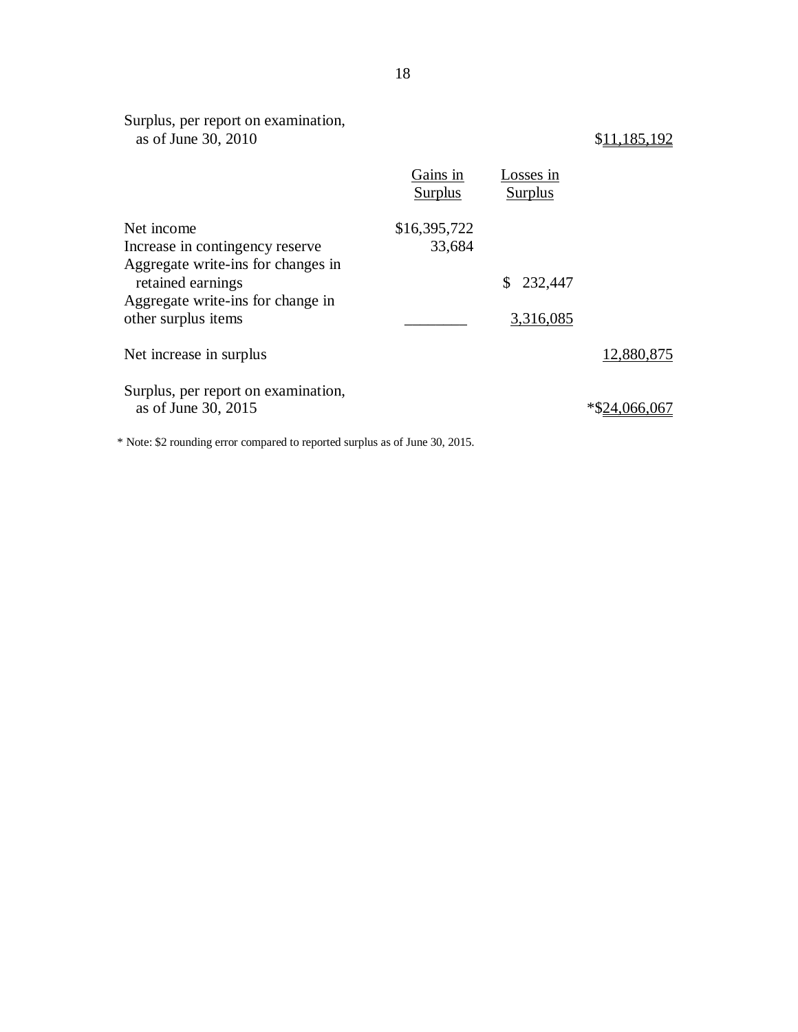| | Gains in Surplus | Losses in Surplus | |
|---|---|---|---|
| Surplus, per report on examination, as of June 30, 2010 | | | $11,185,192 |
| Net income | $16,395,722 | | |
| Increase in contingency reserve | 33,684 | | |
| Aggregate write-ins for changes in retained earnings | | $ 232,447 | |
| Aggregate write-ins for change in other surplus items | ________ | 3,316,085 | |
| Net increase in surplus | | | 12,880,875 |
| Surplus, per report on examination, as of June 30, 2015 | | | *$24,066,067 |

* Note: $2 rounding error compared to reported surplus as of June 30, 2015.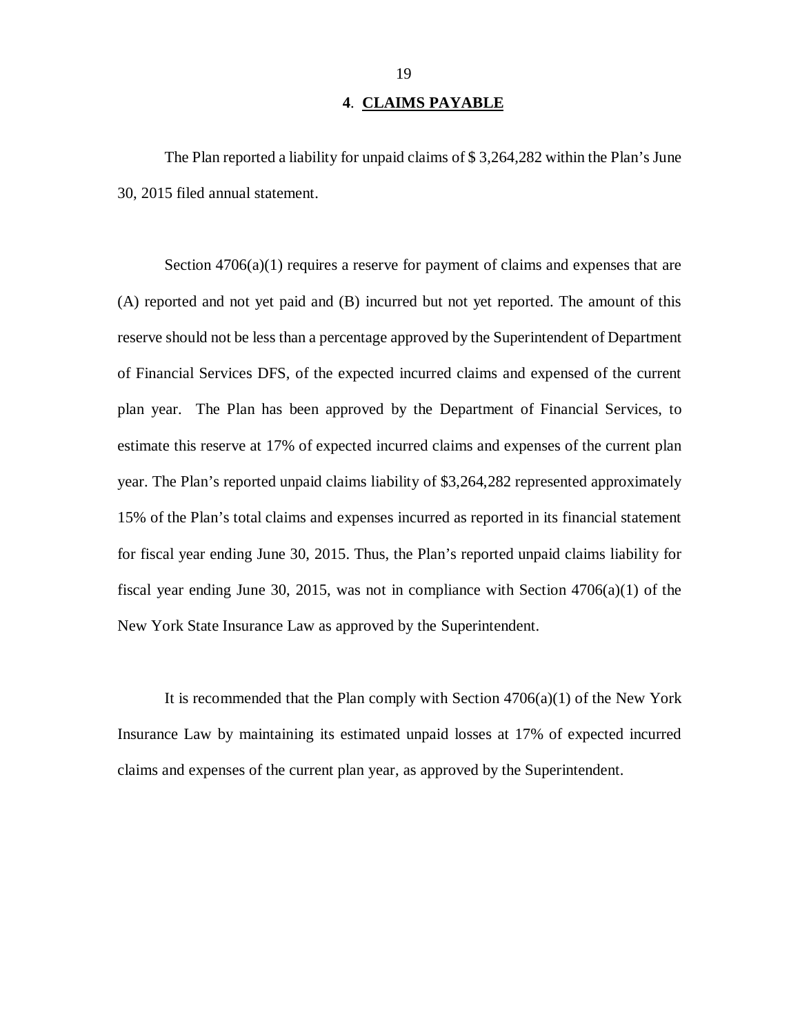## 4. CLAIMS PAYABLE

The Plan reported a liability for unpaid claims of $ 3,264,282 within the Plan's June 30, 2015 filed annual statement.

Section 4706(a)(1) requires a reserve for payment of claims and expenses that are (A) reported and not yet paid and (B) incurred but not yet reported. The amount of this reserve should not be less than a percentage approved by the Superintendent of Department of Financial Services DFS, of the expected incurred claims and expensed of the current plan year. The Plan has been approved by the Department of Financial Services, to estimate this reserve at 17% of expected incurred claims and expenses of the current plan year. The Plan's reported unpaid claims liability of $3,264,282 represented approximately 15% of the Plan's total claims and expenses incurred as reported in its financial statement for fiscal year ending June 30, 2015. Thus, the Plan's reported unpaid claims liability for fiscal year ending June 30, 2015, was not in compliance with Section 4706(a)(1) of the New York State Insurance Law as approved by the Superintendent.

It is recommended that the Plan comply with Section 4706(a)(1) of the New York Insurance Law by maintaining its estimated unpaid losses at 17% of expected incurred claims and expenses of the current plan year, as approved by the Superintendent.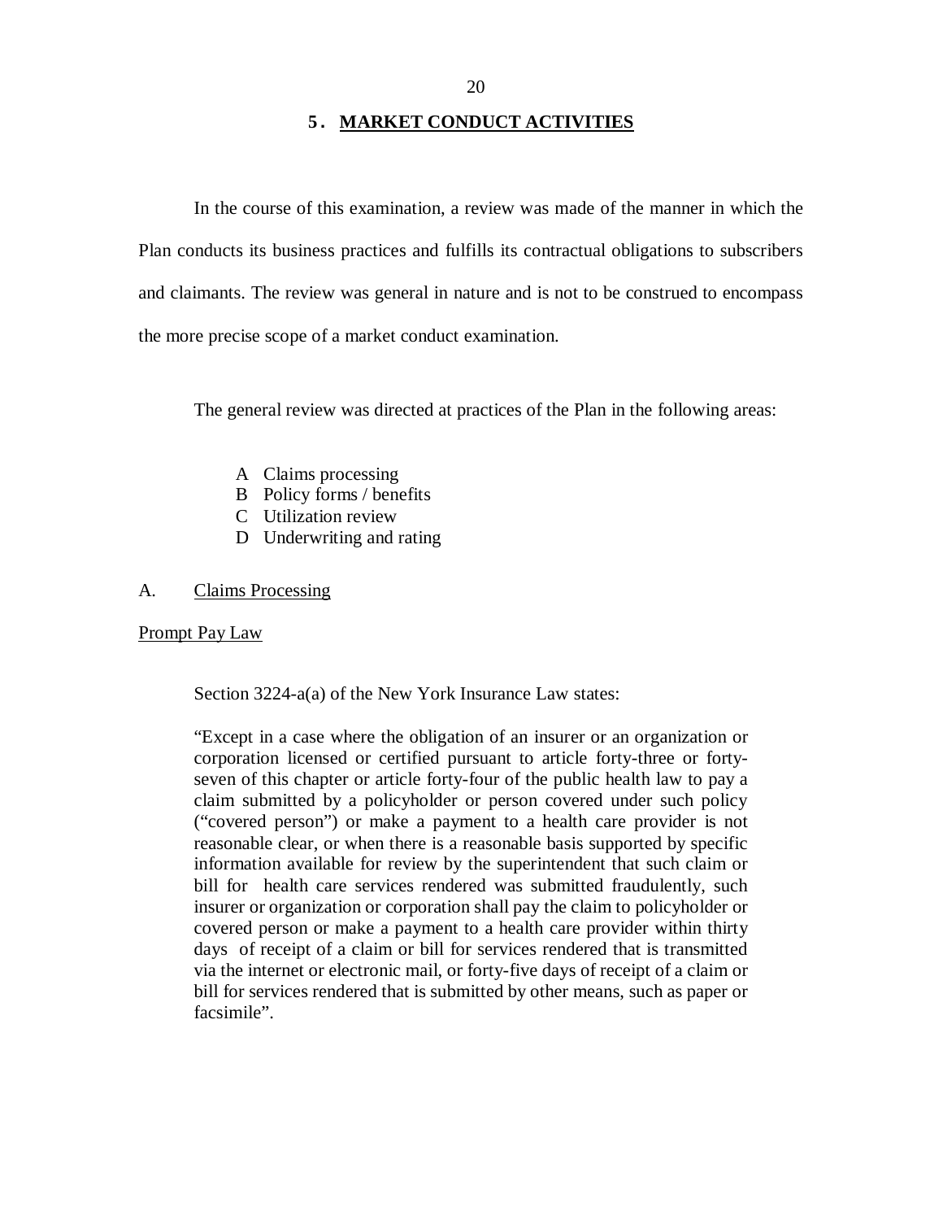## 5. MARKET CONDUCT ACTIVITIES

In the course of this examination, a review was made of the manner in which the Plan conducts its business practices and fulfills its contractual obligations to subscribers and claimants. The review was general in nature and is not to be construed to encompass the more precise scope of a market conduct examination.

The general review was directed at practices of the Plan in the following areas:

- A Claims processing
- B Policy forms / benefits
- C Utilization review
- D Underwriting and rating

### A. Claims Processing

Prompt Pay Law

Section 3224-a(a) of the New York Insurance Law states:

> "Except in a case where the obligation of an insurer or an organization or corporation licensed or certified pursuant to article forty-three or forty-seven of this chapter or article forty-four of the public health law to pay a claim submitted by a policyholder or person covered under such policy ("covered person") or make a payment to a health care provider is not reasonable clear, or when there is a reasonable basis supported by specific information available for review by the superintendent that such claim or bill for health care services rendered was submitted fraudulently, such insurer or organization or corporation shall pay the claim to policyholder or covered person or make a payment to a health care provider within thirty days of receipt of a claim or bill for services rendered that is transmitted via the internet or electronic mail, or forty-five days of receipt of a claim or bill for services rendered that is submitted by other means, such as paper or facsimile".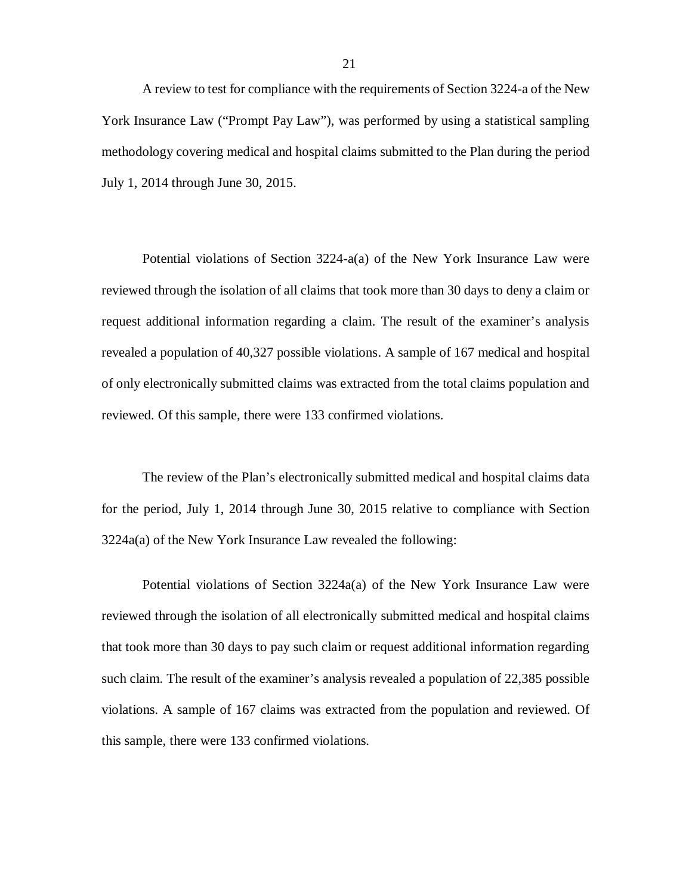A review to test for compliance with the requirements of Section 3224-a of the New York Insurance Law ("Prompt Pay Law"), was performed by using a statistical sampling methodology covering medical and hospital claims submitted to the Plan during the period July 1, 2014 through June 30, 2015.

Potential violations of Section 3224-a(a) of the New York Insurance Law were reviewed through the isolation of all claims that took more than 30 days to deny a claim or request additional information regarding a claim. The result of the examiner's analysis revealed a population of 40,327 possible violations. A sample of 167 medical and hospital of only electronically submitted claims was extracted from the total claims population and reviewed. Of this sample, there were 133 confirmed violations.

The review of the Plan's electronically submitted medical and hospital claims data for the period, July 1, 2014 through June 30, 2015 relative to compliance with Section 3224a(a) of the New York Insurance Law revealed the following:

Potential violations of Section 3224a(a) of the New York Insurance Law were reviewed through the isolation of all electronically submitted medical and hospital claims that took more than 30 days to pay such claim or request additional information regarding such claim. The result of the examiner's analysis revealed a population of 22,385 possible violations. A sample of 167 claims was extracted from the population and reviewed. Of this sample, there were 133 confirmed violations.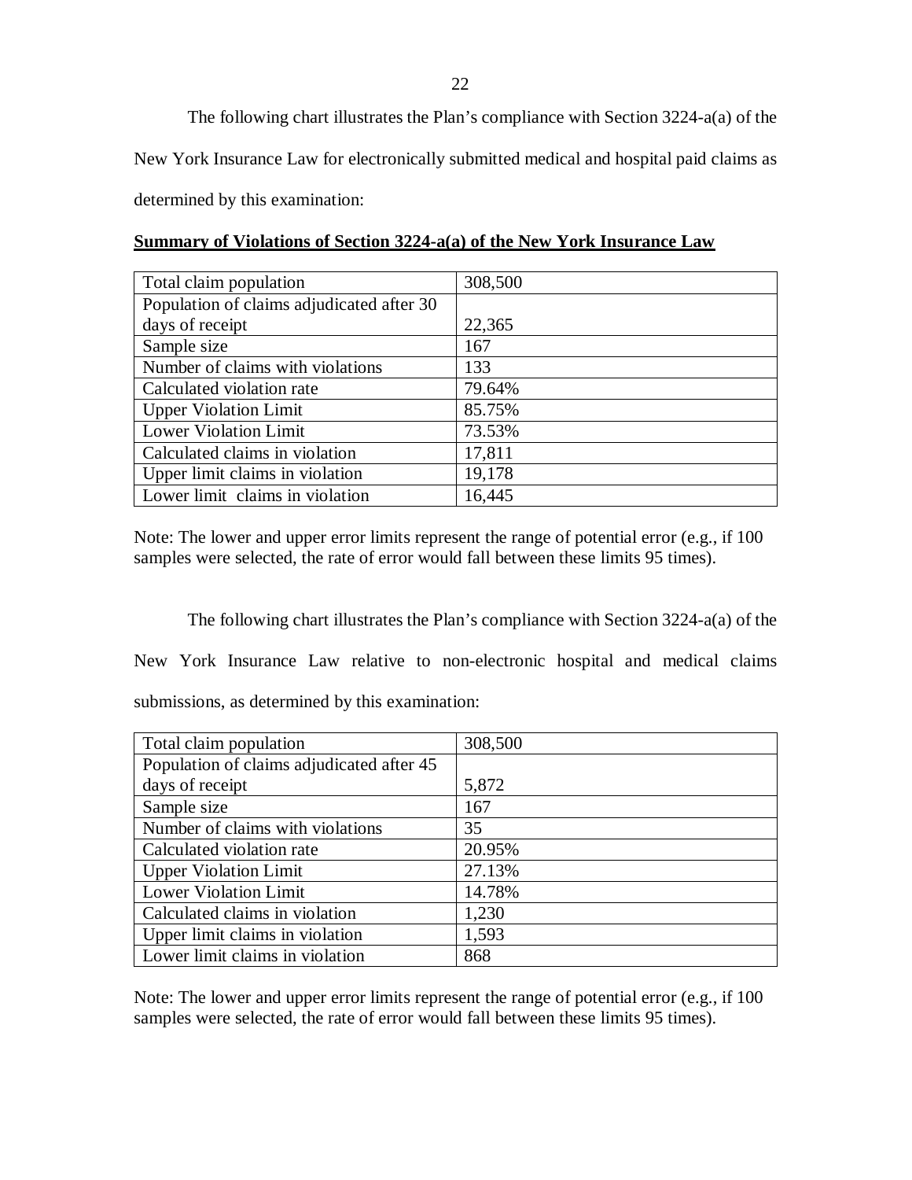The following chart illustrates the Plan's compliance with Section 3224-a(a) of the New York Insurance Law for electronically submitted medical and hospital paid claims as determined by this examination:

**Summary of Violations of Section 3224-a(a) of the New York Insurance Law**

| | |
|---|---|
| Total claim population | 308,500 |
| Population of claims adjudicated after 30 days of receipt | 22,365 |
| Sample size | 167 |
| Number of claims with violations | 133 |
| Calculated violation rate | 79.64% |
| Upper Violation Limit | 85.75% |
| Lower Violation Limit | 73.53% |
| Calculated claims in violation | 17,811 |
| Upper limit claims in violation | 19,178 |
| Lower limit claims in violation | 16,445 |

Note: The lower and upper error limits represent the range of potential error (e.g., if 100 samples were selected, the rate of error would fall between these limits 95 times).

The following chart illustrates the Plan's compliance with Section 3224-a(a) of the New York Insurance Law relative to non-electronic hospital and medical claims submissions, as determined by this examination:

| | |
|---|---|
| Total claim population | 308,500 |
| Population of claims adjudicated after 45 days of receipt | 5,872 |
| Sample size | 167 |
| Number of claims with violations | 35 |
| Calculated violation rate | 20.95% |
| Upper Violation Limit | 27.13% |
| Lower Violation Limit | 14.78% |
| Calculated claims in violation | 1,230 |
| Upper limit claims in violation | 1,593 |
| Lower limit claims in violation | 868 |

Note: The lower and upper error limits represent the range of potential error (e.g., if 100 samples were selected, the rate of error would fall between these limits 95 times).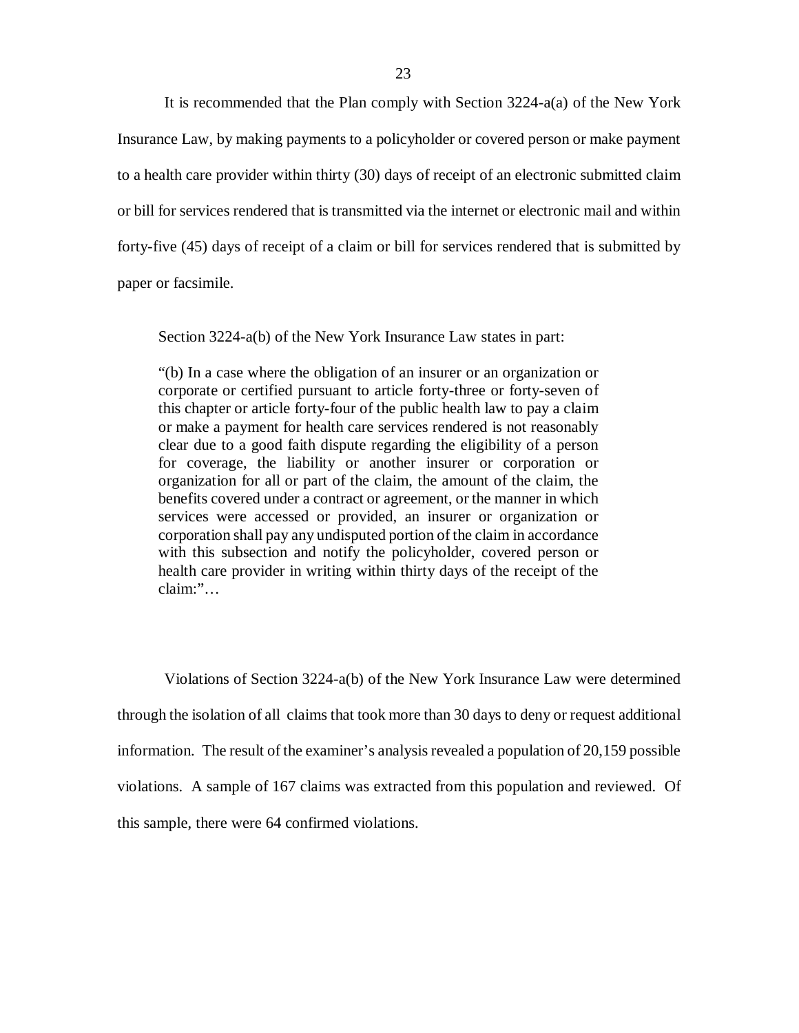It is recommended that the Plan comply with Section 3224-a(a) of the New York Insurance Law, by making payments to a policyholder or covered person or make payment to a health care provider within thirty (30) days of receipt of an electronic submitted claim or bill for services rendered that is transmitted via the internet or electronic mail and within forty-five (45) days of receipt of a claim or bill for services rendered that is submitted by paper or facsimile.

Section 3224-a(b) of the New York Insurance Law states in part:

> "(b) In a case where the obligation of an insurer or an organization or corporate or certified pursuant to article forty-three or forty-seven of this chapter or article forty-four of the public health law to pay a claim or make a payment for health care services rendered is not reasonably clear due to a good faith dispute regarding the eligibility of a person for coverage, the liability or another insurer or corporation or organization for all or part of the claim, the amount of the claim, the benefits covered under a contract or agreement, or the manner in which services were accessed or provided, an insurer or organization or corporation shall pay any undisputed portion of the claim in accordance with this subsection and notify the policyholder, covered person or health care provider in writing within thirty days of the receipt of the claim:"…

Violations of Section 3224-a(b) of the New York Insurance Law were determined through the isolation of all claims that took more than 30 days to deny or request additional information. The result of the examiner's analysis revealed a population of 20,159 possible violations. A sample of 167 claims was extracted from this population and reviewed. Of this sample, there were 64 confirmed violations.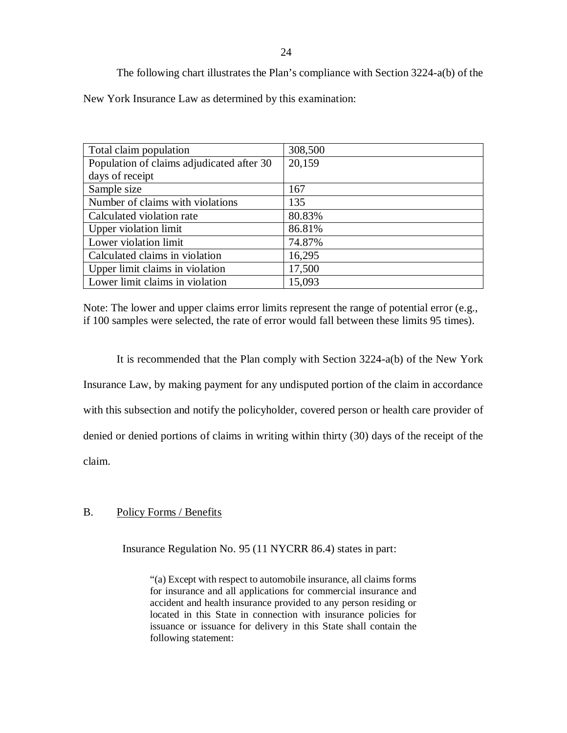The following chart illustrates the Plan's compliance with Section 3224-a(b) of the New York Insurance Law as determined by this examination:

| | |
|---|---|
| Total claim population | 308,500 |
| Population of claims adjudicated after 30 days of receipt | 20,159 |
| Sample size | 167 |
| Number of claims with violations | 135 |
| Calculated violation rate | 80.83% |
| Upper violation limit | 86.81% |
| Lower violation limit | 74.87% |
| Calculated claims in violation | 16,295 |
| Upper limit claims in violation | 17,500 |
| Lower limit claims in violation | 15,093 |

Note: The lower and upper claims error limits represent the range of potential error (e.g., if 100 samples were selected, the rate of error would fall between these limits 95 times).

It is recommended that the Plan comply with Section 3224-a(b) of the New York Insurance Law, by making payment for any undisputed portion of the claim in accordance with this subsection and notify the policyholder, covered person or health care provider of denied or denied portions of claims in writing within thirty (30) days of the receipt of the claim.

## B. Policy Forms / Benefits

Insurance Regulation No. 95 (11 NYCRR 86.4) states in part:

> "(a) Except with respect to automobile insurance, all claims forms for insurance and all applications for commercial insurance and accident and health insurance provided to any person residing or located in this State in connection with insurance policies for issuance or issuance for delivery in this State shall contain the following statement: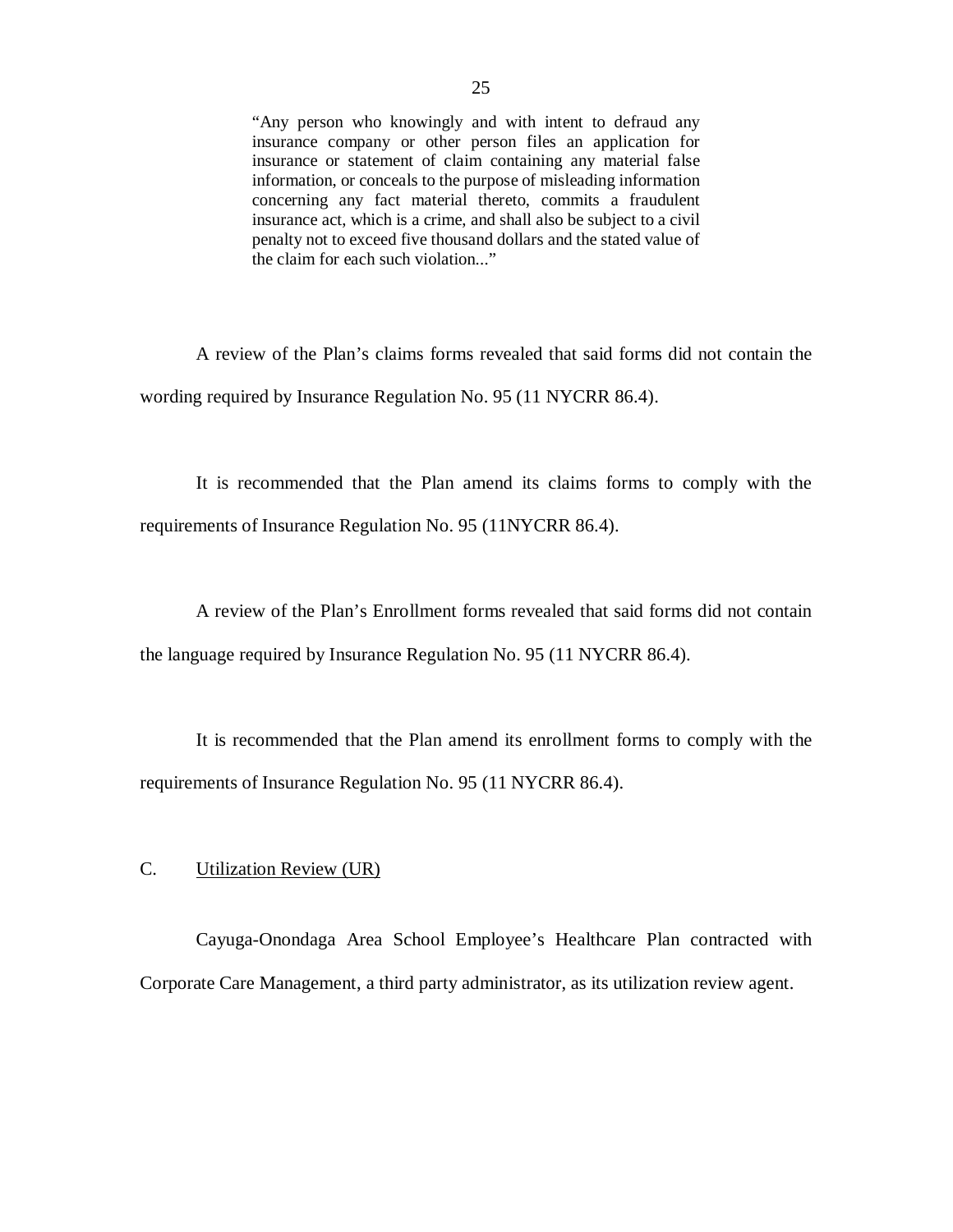> "Any person who knowingly and with intent to defraud any insurance company or other person files an application for insurance or statement of claim containing any material false information, or conceals to the purpose of misleading information concerning any fact material thereto, commits a fraudulent insurance act, which is a crime, and shall also be subject to a civil penalty not to exceed five thousand dollars and the stated value of the claim for each such violation..."

A review of the Plan's claims forms revealed that said forms did not contain the wording required by Insurance Regulation No. 95 (11 NYCRR 86.4).

It is recommended that the Plan amend its claims forms to comply with the requirements of Insurance Regulation No. 95 (11NYCRR 86.4).

A review of the Plan's Enrollment forms revealed that said forms did not contain the language required by Insurance Regulation No. 95 (11 NYCRR 86.4).

It is recommended that the Plan amend its enrollment forms to comply with the requirements of Insurance Regulation No. 95 (11 NYCRR 86.4).

## C. Utilization Review (UR)

Cayuga-Onondaga Area School Employee's Healthcare Plan contracted with Corporate Care Management, a third party administrator, as its utilization review agent.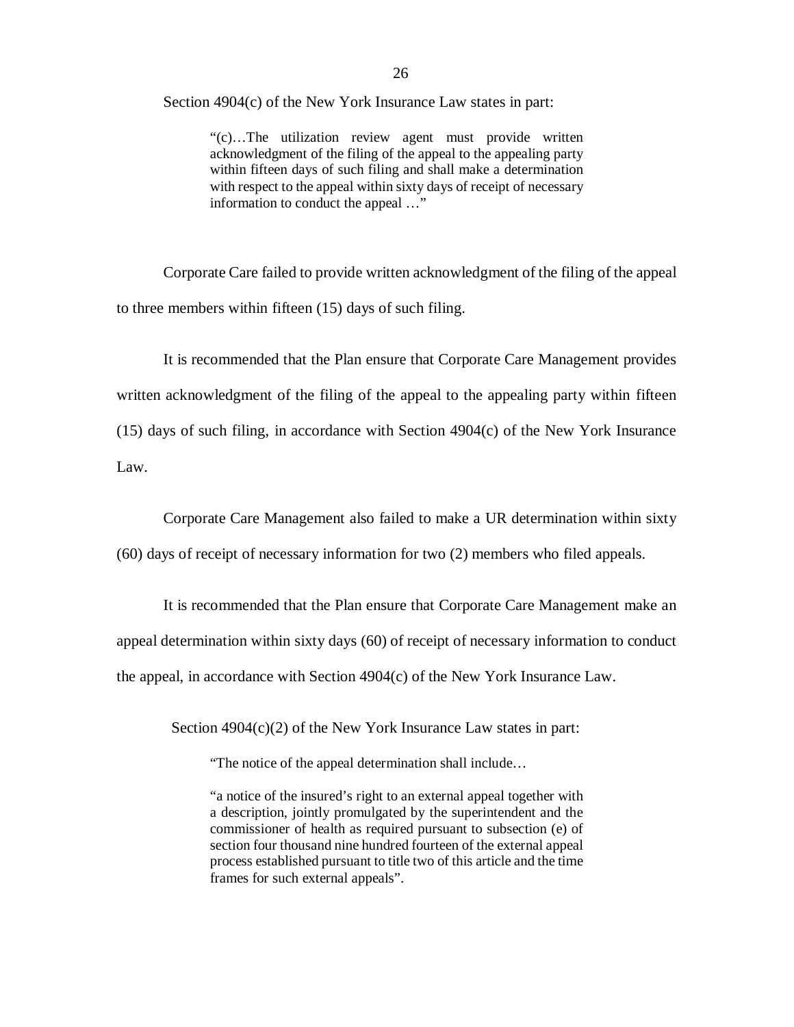Section 4904(c) of the New York Insurance Law states in part:

> "(c)…The utilization review agent must provide written acknowledgment of the filing of the appeal to the appealing party within fifteen days of such filing and shall make a determination with respect to the appeal within sixty days of receipt of necessary information to conduct the appeal …"

Corporate Care failed to provide written acknowledgment of the filing of the appeal to three members within fifteen (15) days of such filing.

It is recommended that the Plan ensure that Corporate Care Management provides written acknowledgment of the filing of the appeal to the appealing party within fifteen (15) days of such filing, in accordance with Section 4904(c) of the New York Insurance Law.

Corporate Care Management also failed to make a UR determination within sixty (60) days of receipt of necessary information for two (2) members who filed appeals.

It is recommended that the Plan ensure that Corporate Care Management make an appeal determination within sixty days (60) of receipt of necessary information to conduct the appeal, in accordance with Section 4904(c) of the New York Insurance Law.

Section 4904(c)(2) of the New York Insurance Law states in part:

> "The notice of the appeal determination shall include…
>
> "a notice of the insured's right to an external appeal together with a description, jointly promulgated by the superintendent and the commissioner of health as required pursuant to subsection (e) of section four thousand nine hundred fourteen of the external appeal process established pursuant to title two of this article and the time frames for such external appeals".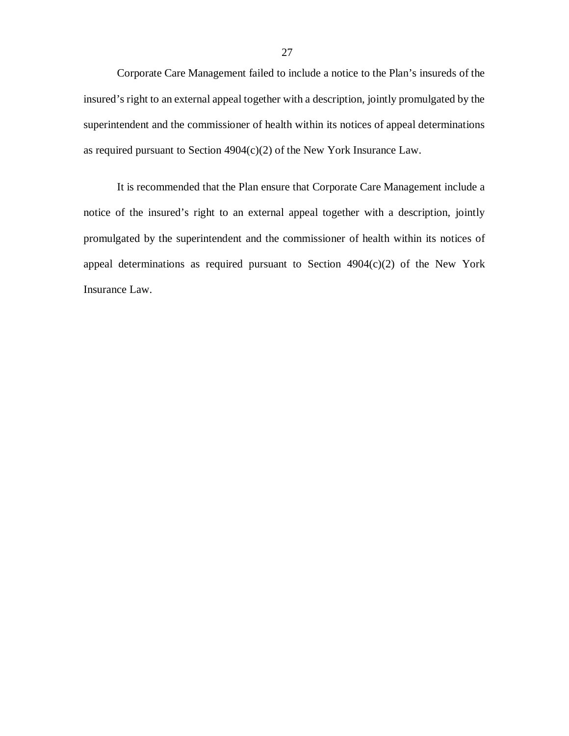Corporate Care Management failed to include a notice to the Plan's insureds of the insured's right to an external appeal together with a description, jointly promulgated by the superintendent and the commissioner of health within its notices of appeal determinations as required pursuant to Section 4904(c)(2) of the New York Insurance Law.

It is recommended that the Plan ensure that Corporate Care Management include a notice of the insured's right to an external appeal together with a description, jointly promulgated by the superintendent and the commissioner of health within its notices of appeal determinations as required pursuant to Section 4904(c)(2) of the New York Insurance Law.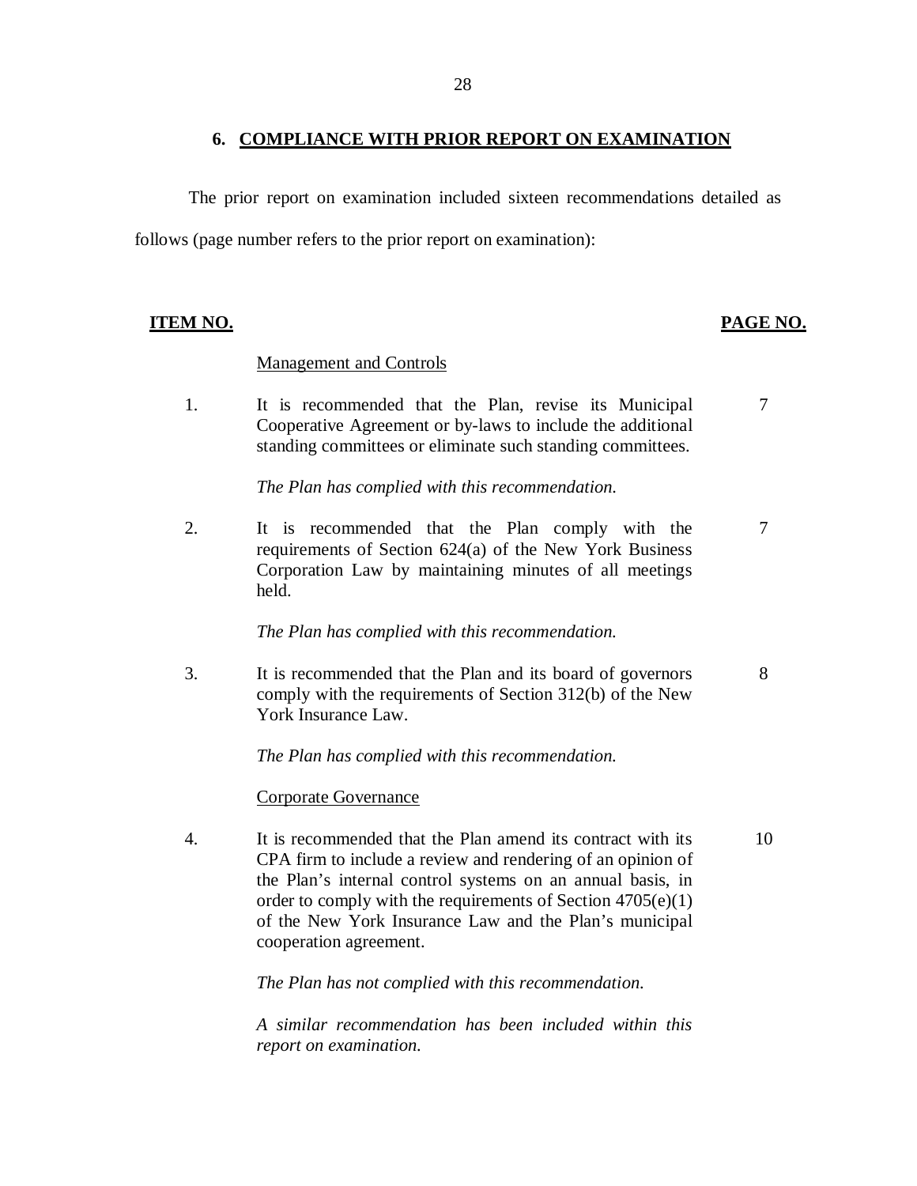## 6. COMPLIANCE WITH PRIOR REPORT ON EXAMINATION

The prior report on examination included sixteen recommendations detailed as follows (page number refers to the prior report on examination):

| ITEM NO. | | PAGE NO. |
|---|---|---|
| | Management and Controls | |
| 1. | It is recommended that the Plan, revise its Municipal Cooperative Agreement or by-laws to include the additional standing committees or eliminate such standing committees.<br><br>*The Plan has complied with this recommendation.* | 7 |
| 2. | It is recommended that the Plan comply with the requirements of Section 624(a) of the New York Business Corporation Law by maintaining minutes of all meetings held.<br><br>*The Plan has complied with this recommendation.* | 7 |
| 3. | It is recommended that the Plan and its board of governors comply with the requirements of Section 312(b) of the New York Insurance Law.<br><br>*The Plan has complied with this recommendation.* | 8 |
| | Corporate Governance | |
| 4. | It is recommended that the Plan amend its contract with its CPA firm to include a review and rendering of an opinion of the Plan's internal control systems on an annual basis, in order to comply with the requirements of Section 4705(e)(1) of the New York Insurance Law and the Plan's municipal cooperation agreement.<br><br>*The Plan has not complied with this recommendation.*<br><br>*A similar recommendation has been included within this report on examination.* | 10 |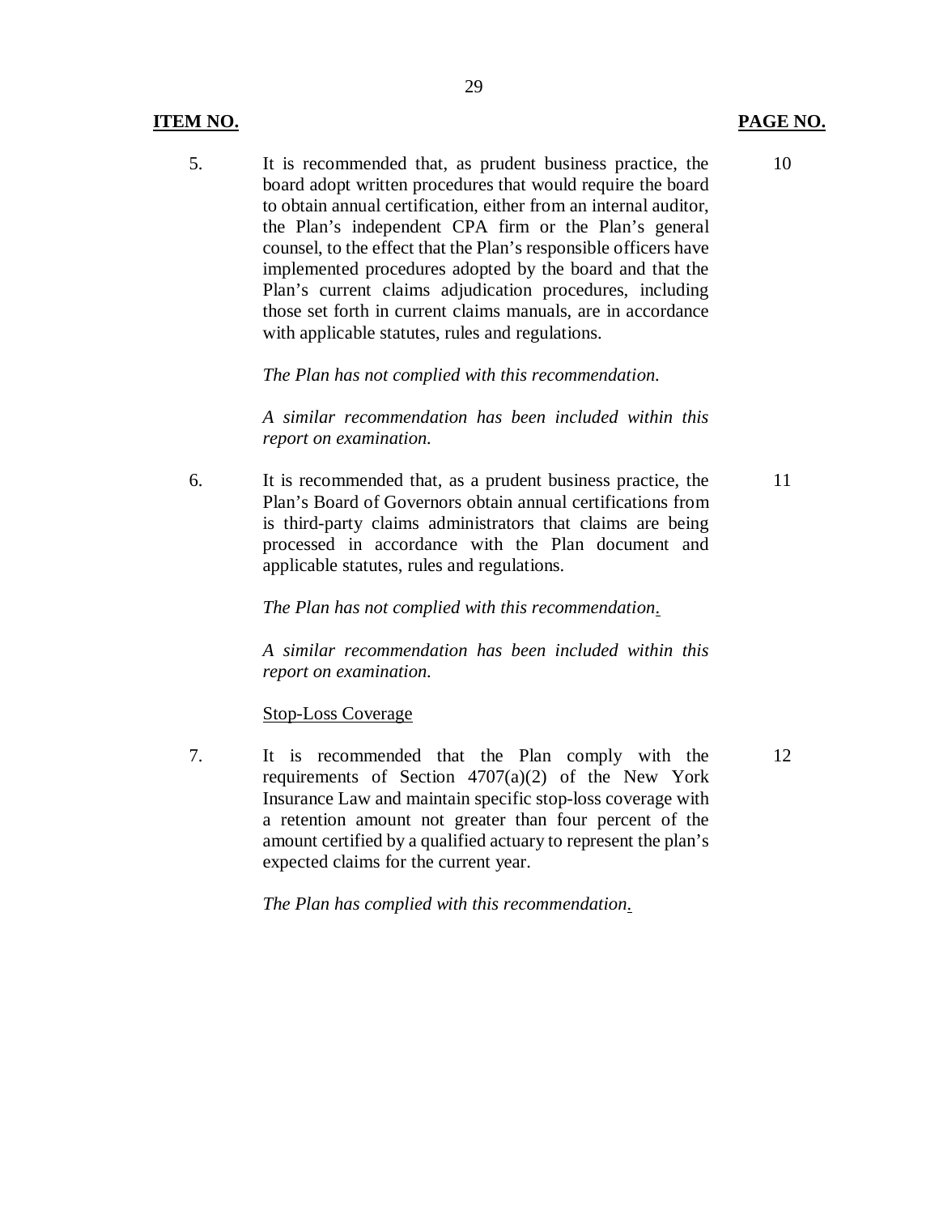| ITEM NO. | | PAGE NO. |
|---|---|---|
| 5. | It is recommended that, as prudent business practice, the board adopt written procedures that would require the board to obtain annual certification, either from an internal auditor, the Plan's independent CPA firm or the Plan's general counsel, to the effect that the Plan's responsible officers have implemented procedures adopted by the board and that the Plan's current claims adjudication procedures, including those set forth in current claims manuals, are in accordance with applicable statutes, rules and regulations.<br><br>*The Plan has not complied with this recommendation.*<br><br>*A similar recommendation has been included within this report on examination.* | 10 |
| 6. | It is recommended that, as a prudent business practice, the Plan's Board of Governors obtain annual certifications from is third-party claims administrators that claims are being processed in accordance with the Plan document and applicable statutes, rules and regulations.<br><br>*The Plan has not complied with this recommendation.*<br><br>*A similar recommendation has been included within this report on examination.* | 11 |
| | <u>Stop-Loss Coverage</u> | |
| 7. | It is recommended that the Plan comply with the requirements of Section 4707(a)(2) of the New York Insurance Law and maintain specific stop-loss coverage with a retention amount not greater than four percent of the amount certified by a qualified actuary to represent the plan's expected claims for the current year.<br><br>*The Plan has complied with this recommendation.* | 12 |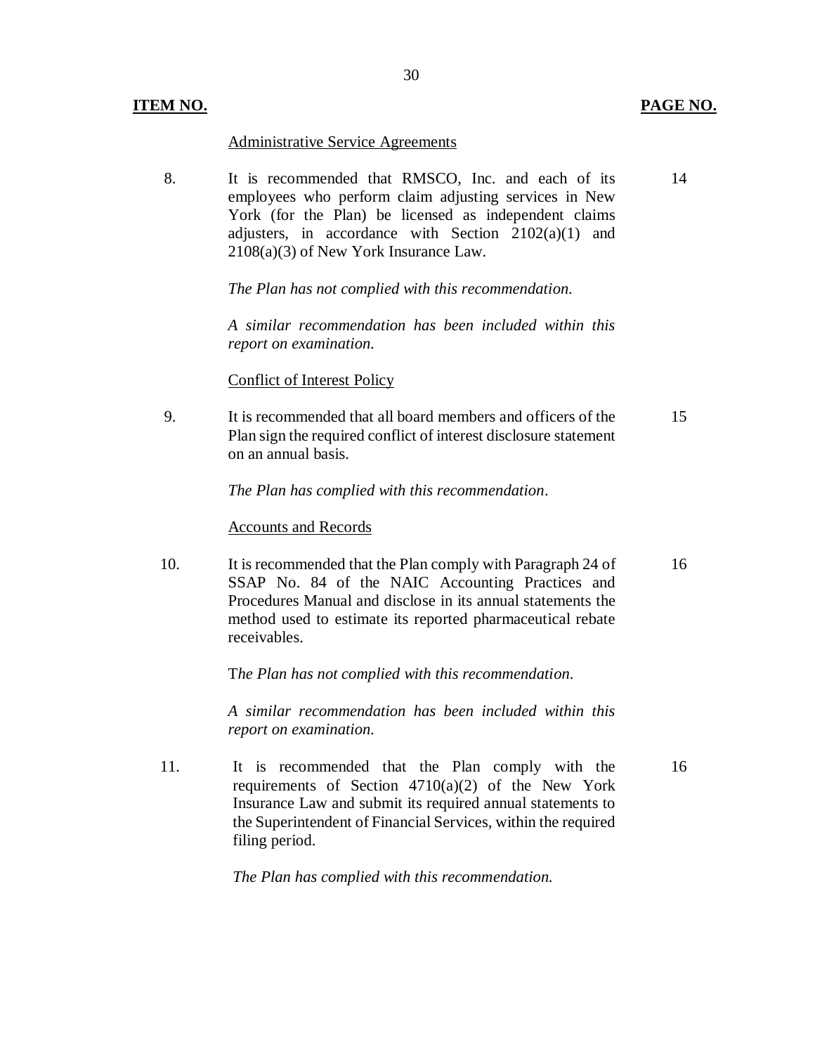| ITEM NO. | | PAGE NO. |
|---|---|---|
| | Administrative Service Agreements | |
| 8. | It is recommended that RMSCO, Inc. and each of its employees who perform claim adjusting services in New York (for the Plan) be licensed as independent claims adjusters, in accordance with Section 2102(a)(1) and 2108(a)(3) of New York Insurance Law. | 14 |
| | *The Plan has not complied with this recommendation.* | |
| | *A similar recommendation has been included within this report on examination.* | |
| | Conflict of Interest Policy | |
| 9. | It is recommended that all board members and officers of the Plan sign the required conflict of interest disclosure statement on an annual basis. | 15 |
| | *The Plan has complied with this recommendation*. | |
| | Accounts and Records | |
| 10. | It is recommended that the Plan comply with Paragraph 24 of SSAP No. 84 of the NAIC Accounting Practices and Procedures Manual and disclose in its annual statements the method used to estimate its reported pharmaceutical rebate receivables. | 16 |
| | T*he Plan has not complied with this recommendation.* | |
| | *A similar recommendation has been included within this report on examination.* | |
| 11. | It is recommended that the Plan comply with the requirements of Section 4710(a)(2) of the New York Insurance Law and submit its required annual statements to the Superintendent of Financial Services, within the required filing period. | 16 |
| | *The Plan has complied with this recommendation.* | |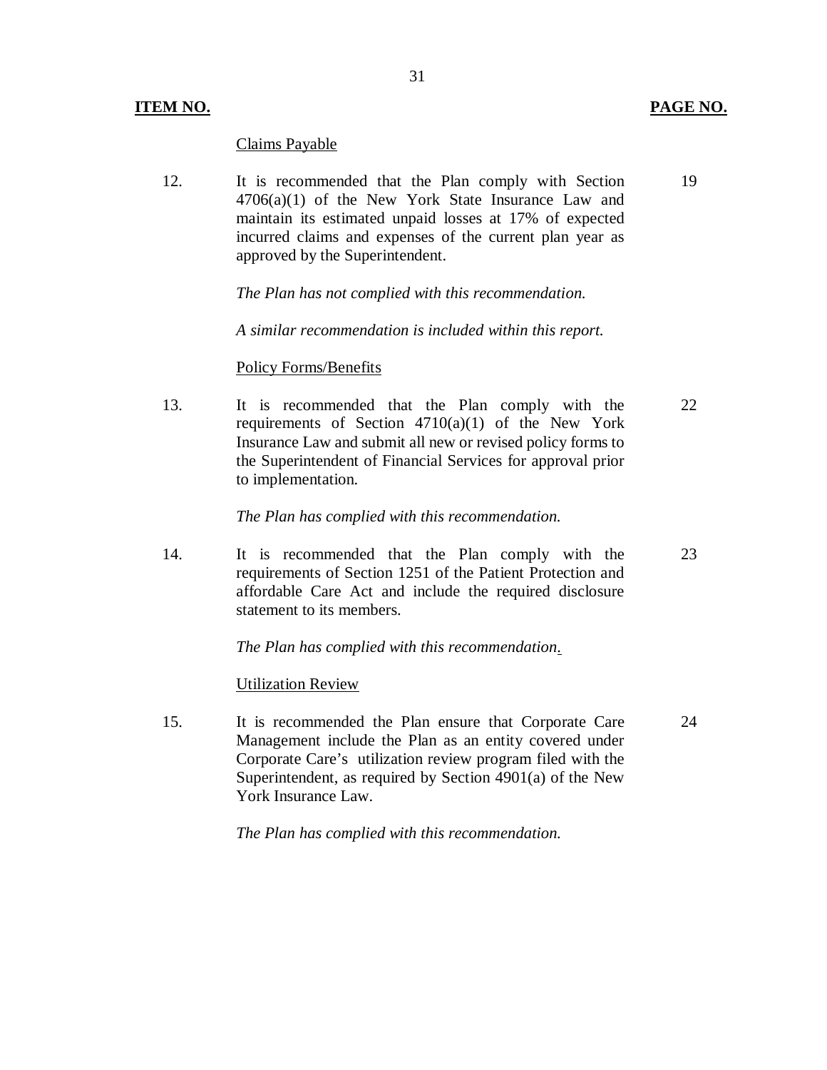| ITEM NO. | | PAGE NO. |
|---|---|---|
| | Claims Payable | |
| 12. | It is recommended that the Plan comply with Section 4706(a)(1) of the New York State Insurance Law and maintain its estimated unpaid losses at 17% of expected incurred claims and expenses of the current plan year as approved by the Superintendent.<br><br>*The Plan has not complied with this recommendation.*<br><br>*A similar recommendation is included within this report.* | 19 |
| | Policy Forms/Benefits | |
| 13. | It is recommended that the Plan comply with the requirements of Section 4710(a)(1) of the New York Insurance Law and submit all new or revised policy forms to the Superintendent of Financial Services for approval prior to implementation.<br><br>*The Plan has complied with this recommendation.* | 22 |
| 14. | It is recommended that the Plan comply with the requirements of Section 1251 of the Patient Protection and affordable Care Act and include the required disclosure statement to its members.<br><br>*The Plan has complied with this recommendation.* | 23 |
| | Utilization Review | |
| 15. | It is recommended the Plan ensure that Corporate Care Management include the Plan as an entity covered under Corporate Care's utilization review program filed with the Superintendent, as required by Section 4901(a) of the New York Insurance Law.<br><br>*The Plan has complied with this recommendation.* | 24 |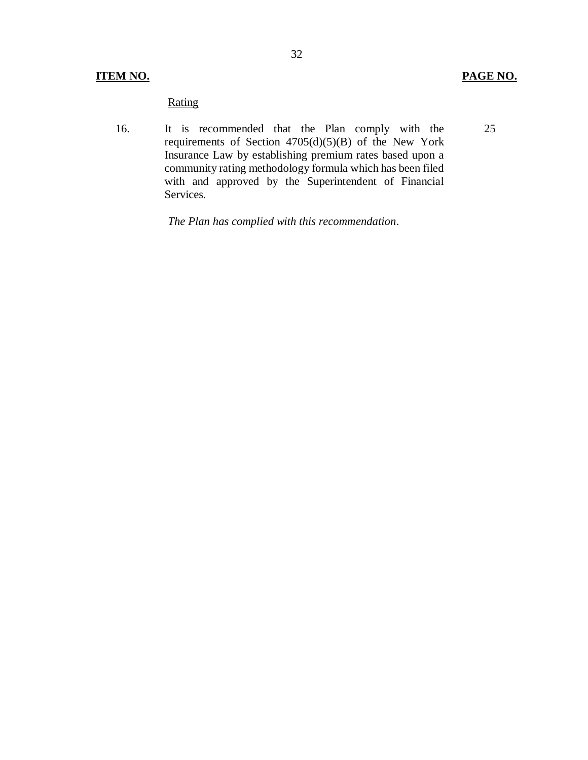| ITEM NO. | | PAGE NO. |
|---|---|---|
| | Rating | |
| 16. | It is recommended that the Plan comply with the requirements of Section 4705(d)(5)(B) of the New York Insurance Law by establishing premium rates based upon a community rating methodology formula which has been filed with and approved by the Superintendent of Financial Services.<br><br>*The Plan has complied with this recommendation*. | 25 |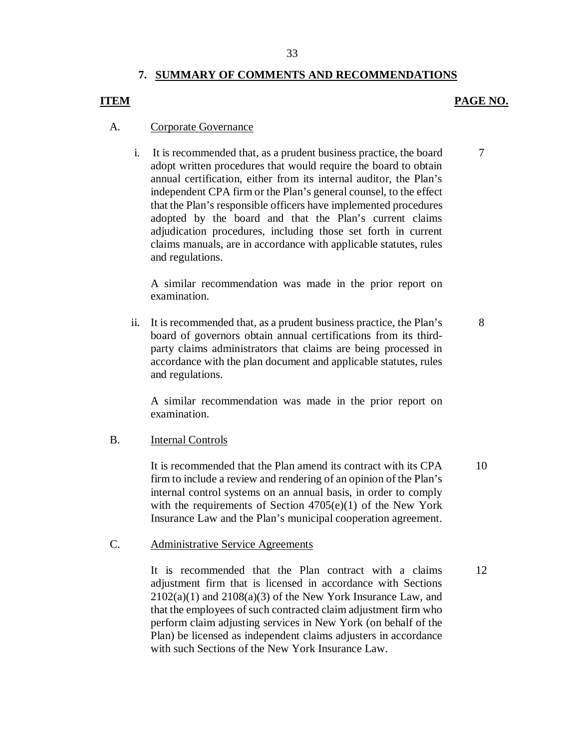## 7. SUMMARY OF COMMENTS AND RECOMMENDATIONS

| ITEM | | PAGE NO. |
|---|---|---|
| A. | Corporate Governance | |
| | i. It is recommended that, as a prudent business practice, the board adopt written procedures that would require the board to obtain annual certification, either from its internal auditor, the Plan's independent CPA firm or the Plan's general counsel, to the effect that the Plan's responsible officers have implemented procedures adopted by the board and that the Plan's current claims adjudication procedures, including those set forth in current claims manuals, are in accordance with applicable statutes, rules and regulations.<br><br>A similar recommendation was made in the prior report on examination. | 7 |
| | ii. It is recommended that, as a prudent business practice, the Plan's board of governors obtain annual certifications from its third-party claims administrators that claims are being processed in accordance with the plan document and applicable statutes, rules and regulations.<br><br>A similar recommendation was made in the prior report on examination. | 8 |
| B. | Internal Controls | |
| | It is recommended that the Plan amend its contract with its CPA firm to include a review and rendering of an opinion of the Plan's internal control systems on an annual basis, in order to comply with the requirements of Section 4705(e)(1) of the New York Insurance Law and the Plan's municipal cooperation agreement. | 10 |
| C. | Administrative Service Agreements | |
| | It is recommended that the Plan contract with a claims adjustment firm that is licensed in accordance with Sections 2102(a)(1) and 2108(a)(3) of the New York Insurance Law, and that the employees of such contracted claim adjustment firm who perform claim adjusting services in New York (on behalf of the Plan) be licensed as independent claims adjusters in accordance with such Sections of the New York Insurance Law. | 12 |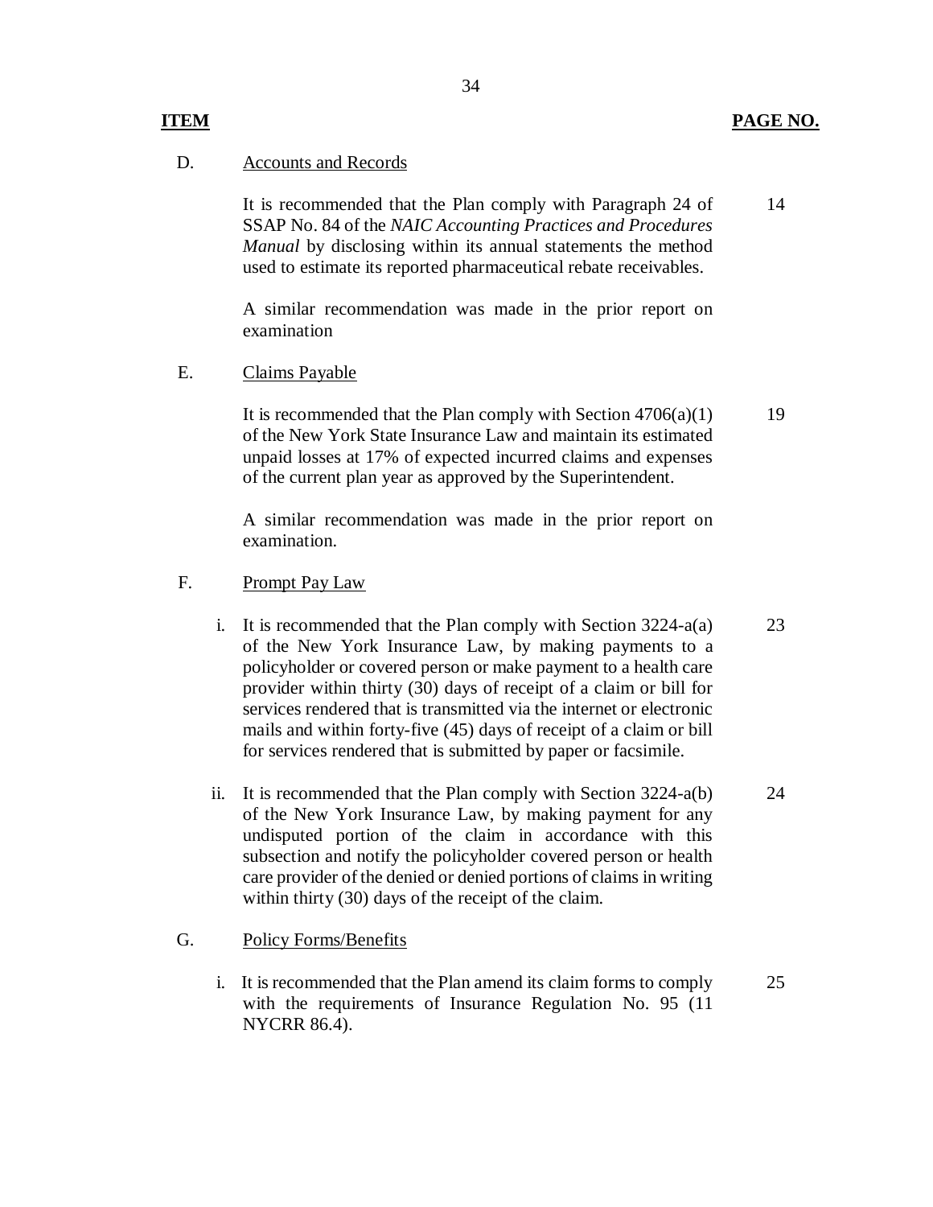| **ITEM** | | **PAGE NO.** |
|---|---|---|
| D. | Accounts and Records | |
| | It is recommended that the Plan comply with Paragraph 24 of SSAP No. 84 of the *NAIC Accounting Practices and Procedures Manual* by disclosing within its annual statements the method used to estimate its reported pharmaceutical rebate receivables. | 14 |
| | A similar recommendation was made in the prior report on examination | |
| E. | Claims Payable | |
| | It is recommended that the Plan comply with Section 4706(a)(1) of the New York State Insurance Law and maintain its estimated unpaid losses at 17% of expected incurred claims and expenses of the current plan year as approved by the Superintendent. | 19 |
| | A similar recommendation was made in the prior report on examination. | |
| F. | Prompt Pay Law | |
| i. | It is recommended that the Plan comply with Section 3224-a(a) of the New York Insurance Law, by making payments to a policyholder or covered person or make payment to a health care provider within thirty (30) days of receipt of a claim or bill for services rendered that is transmitted via the internet or electronic mails and within forty-five (45) days of receipt of a claim or bill for services rendered that is submitted by paper or facsimile. | 23 |
| ii. | It is recommended that the Plan comply with Section 3224-a(b) of the New York Insurance Law, by making payment for any undisputed portion of the claim in accordance with this subsection and notify the policyholder covered person or health care provider of the denied or denied portions of claims in writing within thirty (30) days of the receipt of the claim. | 24 |
| G. | Policy Forms/Benefits | |
| i. | It is recommended that the Plan amend its claim forms to comply with the requirements of Insurance Regulation No. 95 (11 NYCRR 86.4). | 25 |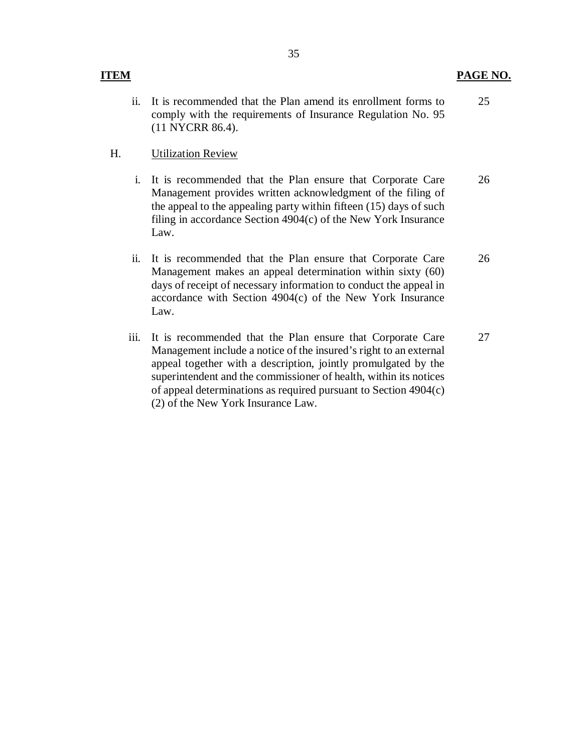| ITEM | | PAGE NO. |
|---|---|---|
| | ii. It is recommended that the Plan amend its enrollment forms to comply with the requirements of Insurance Regulation No. 95 (11 NYCRR 86.4). | 25 |
| H. | Utilization Review | |
| | i. It is recommended that the Plan ensure that Corporate Care Management provides written acknowledgment of the filing of the appeal to the appealing party within fifteen (15) days of such filing in accordance Section 4904(c) of the New York Insurance Law. | 26 |
| | ii. It is recommended that the Plan ensure that Corporate Care Management makes an appeal determination within sixty (60) days of receipt of necessary information to conduct the appeal in accordance with Section 4904(c) of the New York Insurance Law. | 26 |
| | iii. It is recommended that the Plan ensure that Corporate Care Management include a notice of the insured's right to an external appeal together with a description, jointly promulgated by the superintendent and the commissioner of health, within its notices of appeal determinations as required pursuant to Section 4904(c)(2) of the New York Insurance Law. | 27 |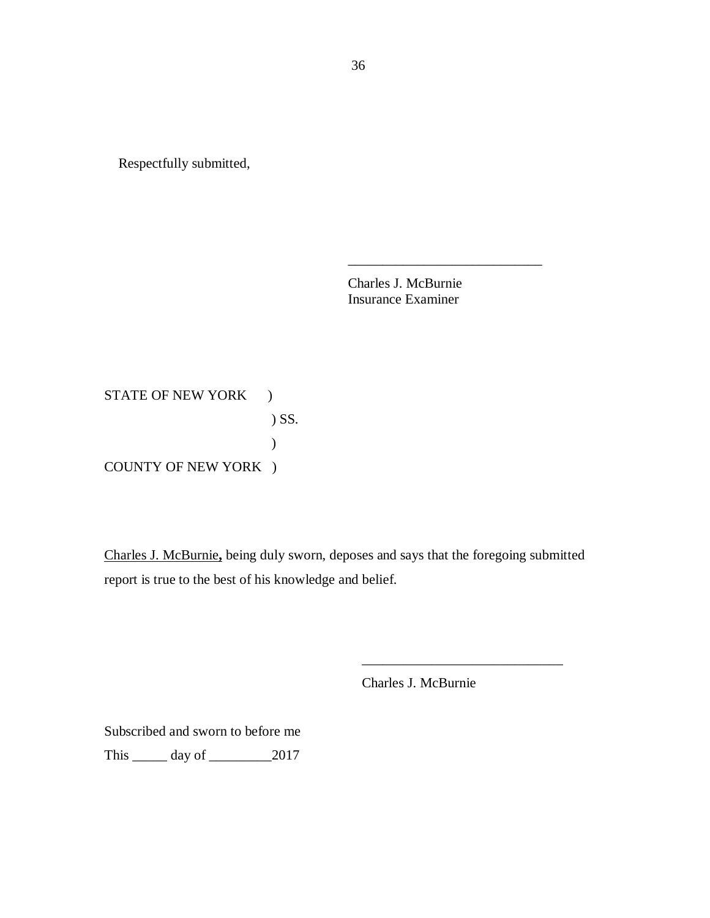Respectfully submitted,

\_\_\_\_\_\_\_\_\_\_\_\_\_\_\_\_\_\_\_\_\_\_\_\_\_\_\_\_

Charles J. McBurnie
Insurance Examiner

STATE OF NEW YORK )
) SS.
)
COUNTY OF NEW YORK )

Charles J. McBurnie, being duly sworn, deposes and says that the foregoing submitted report is true to the best of his knowledge and belief.

\_\_\_\_\_\_\_\_\_\_\_\_\_\_\_\_\_\_\_\_\_\_\_\_\_\_\_\_\_

Charles J. McBurnie

Subscribed and sworn to before me
This \_\_\_\_\_ day of \_\_\_\_\_\_\_\_\_2017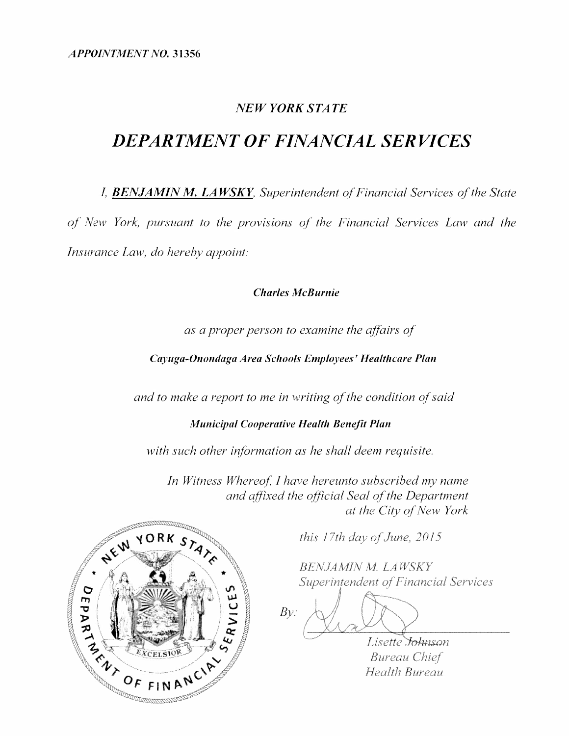*APPOINTMENT NO.* 31356

# *NEW YORK STATE*

# *DEPARTMENT OF FINANCIAL SERVICES*

*I,* ***BENJAMIN M. LAWSKY****, Superintendent of Financial Services of the State of New York, pursuant to the provisions of the Financial Services Law and the Insurance Law, do hereby appoint:*

***Charles McBurnie***

*as a proper person to examine the affairs of*

***Cayuga-Onondaga Area Schools Employees' Healthcare Plan***

*and to make a report to me in writing of the condition of said*

***Municipal Cooperative Health Benefit Plan***

*with such other information as he shall deem requisite.*

*In Witness Whereof, I have hereunto subscribed my name and affixed the official Seal of the Department at the City of New York*

*this 17th day of June, 2015*

*BENJAMIN M. LAWSKY*
*Superintendent of Financial Services*

*By:*

*Lisette Johnson*
*Bureau Chief*
*Health Bureau*